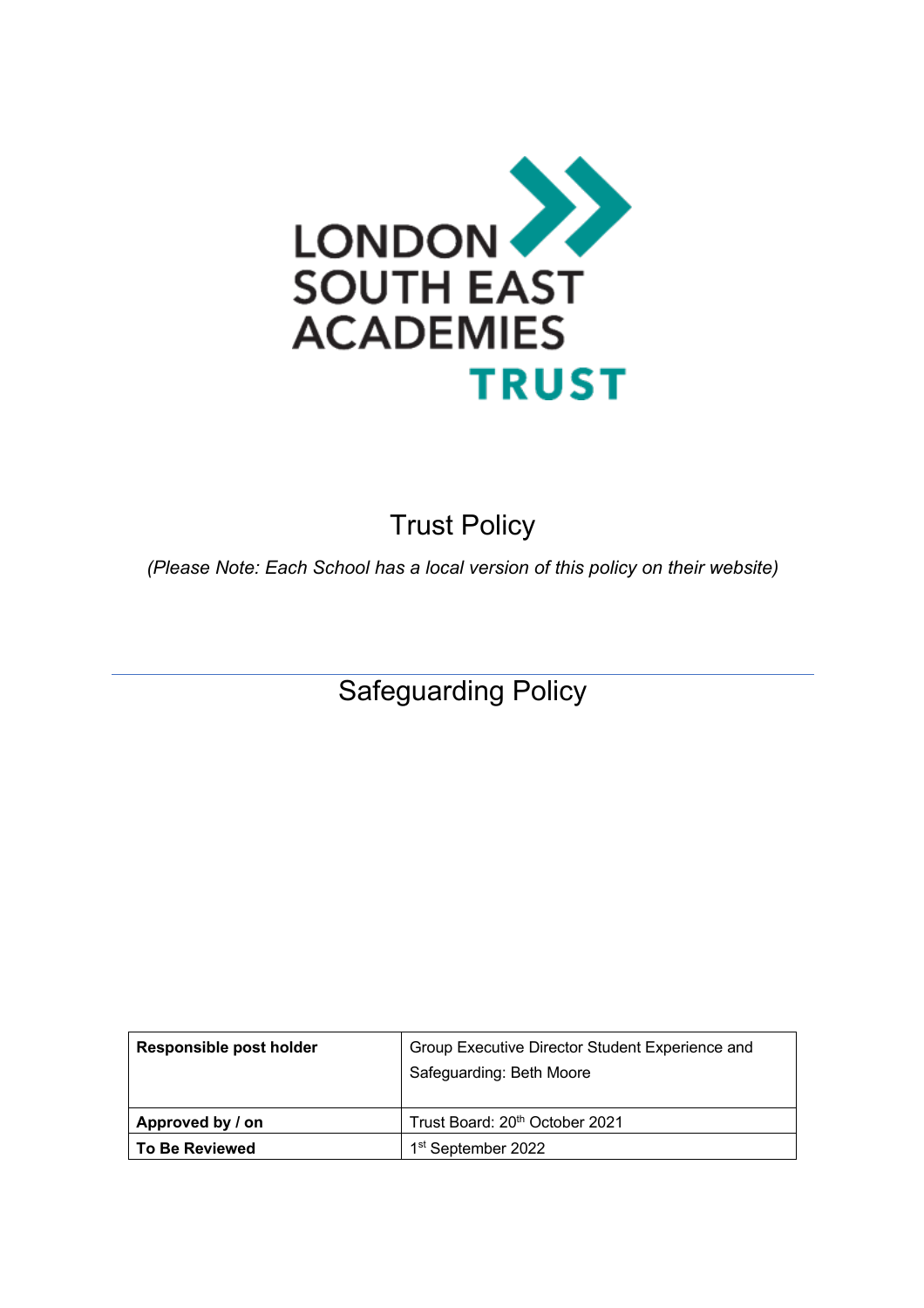LONDON SOUTH EAST ACADEMIES TRUST

# Trust Policy

*(Please Note: Each School has a local version of this policy on their website)*

# Safeguarding Policy

| Responsible post holder | Group Executive Director Student Experience and Safeguarding: Beth Moore |
|---|---|
| **Approved by / on** | Trust Board: 20th October 2021 |
| **To Be Reviewed** | 1st September 2022 |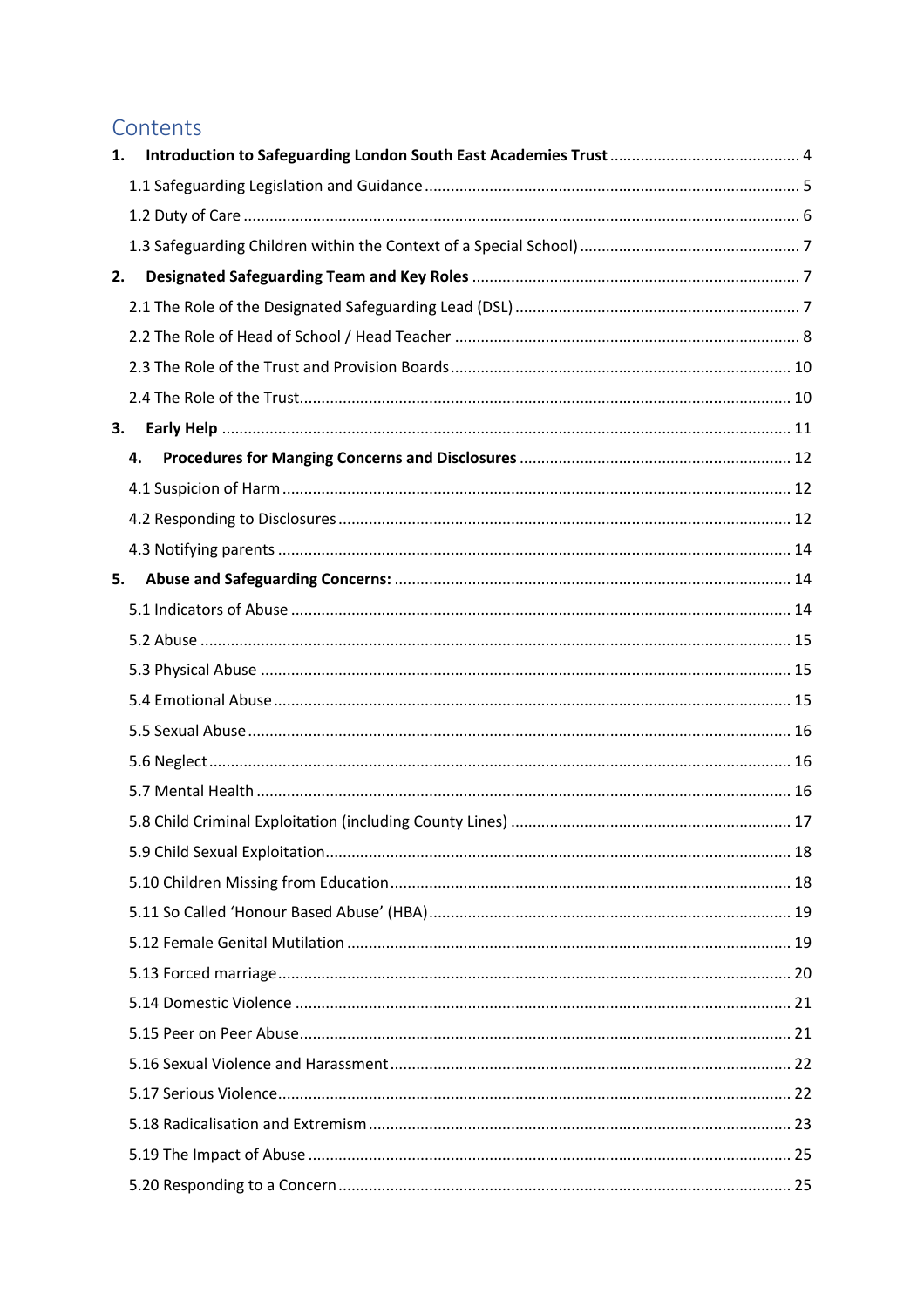# Contents

**1. Introduction to Safeguarding London South East Academies Trust** ............ 4

- 1.1 Safeguarding Legislation and Guidance ............ 5
- 1.2 Duty of Care ............ 6
- 1.3 Safeguarding Children within the Context of a Special School) ............ 7

**2. Designated Safeguarding Team and Key Roles** ............ 7

- 2.1 The Role of the Designated Safeguarding Lead (DSL) ............ 7
- 2.2 The Role of Head of School / Head Teacher ............ 8
- 2.3 The Role of the Trust and Provision Boards ............ 10
- 2.4 The Role of the Trust ............ 10

**3. Early Help** ............ 11

**4. Procedures for Manging Concerns and Disclosures** ............ 12

- 4.1 Suspicion of Harm ............ 12
- 4.2 Responding to Disclosures ............ 12
- 4.3 Notifying parents ............ 14

**5. Abuse and Safeguarding Concerns:** ............ 14

- 5.1 Indicators of Abuse ............ 14
- 5.2 Abuse ............ 15
- 5.3 Physical Abuse ............ 15
- 5.4 Emotional Abuse ............ 15
- 5.5 Sexual Abuse ............ 16
- 5.6 Neglect ............ 16
- 5.7 Mental Health ............ 16
- 5.8 Child Criminal Exploitation (including County Lines) ............ 17
- 5.9 Child Sexual Exploitation ............ 18
- 5.10 Children Missing from Education ............ 18
- 5.11 So Called 'Honour Based Abuse' (HBA) ............ 19
- 5.12 Female Genital Mutilation ............ 19
- 5.13 Forced marriage ............ 20
- 5.14 Domestic Violence ............ 21
- 5.15 Peer on Peer Abuse ............ 21
- 5.16 Sexual Violence and Harassment ............ 22
- 5.17 Serious Violence ............ 22
- 5.18 Radicalisation and Extremism ............ 23
- 5.19 The Impact of Abuse ............ 25
- 5.20 Responding to a Concern ............ 25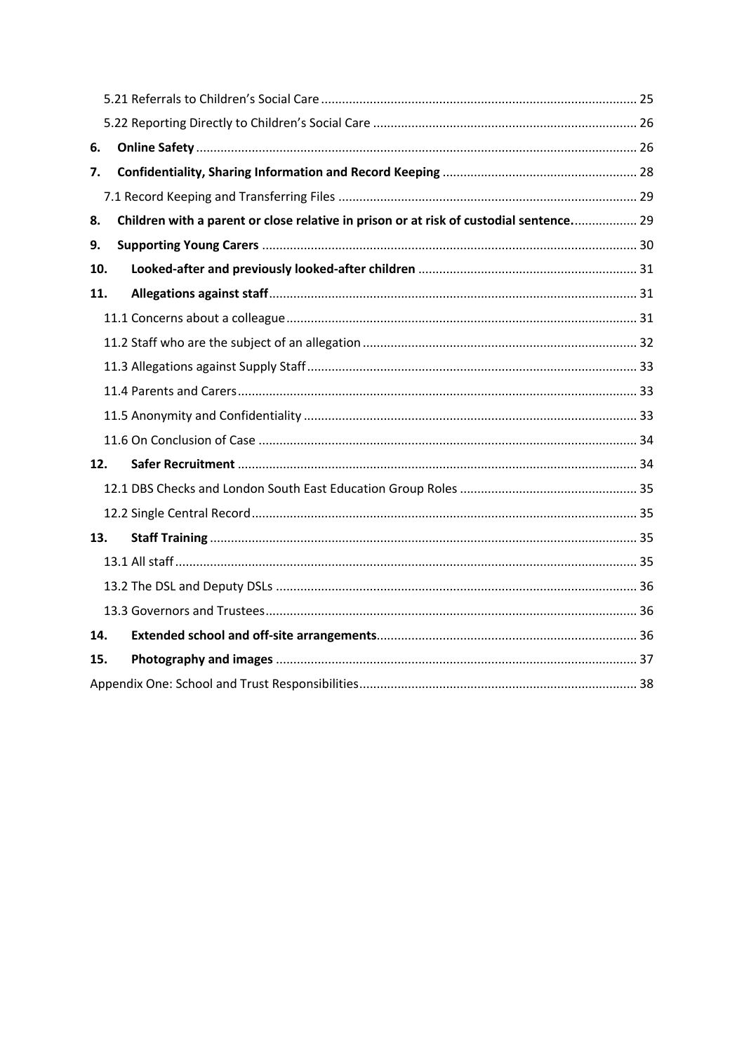5.21 Referrals to Children's Social Care ........................................................................................ 25

5.22 Reporting Directly to Children's Social Care ......................................................................... 26

**6. Online Safety** .......................................................................................................................... 26

**7. Confidentiality, Sharing Information and Record Keeping** ...................................................... 28

7.1 Record Keeping and Transferring Files .................................................................................. 29

**8. Children with a parent or close relative in prison or at risk of custodial sentence.** ................. 29

**9. Supporting Young Carers** ........................................................................................................ 30

**10. Looked-after and previously looked-after children** ............................................................. 31

**11. Allegations against staff** ...................................................................................................... 31

11.1 Concerns about a colleague ................................................................................................. 31

11.2 Staff who are the subject of an allegation ........................................................................... 32

11.3 Allegations against Supply Staff ........................................................................................... 33

11.4 Parents and Carers ............................................................................................................... 33

11.5 Anonymity and Confidentiality ............................................................................................ 33

11.6 On Conclusion of Case ......................................................................................................... 34

**12. Safer Recruitment** ............................................................................................................... 34

12.1 DBS Checks and London South East Education Group Roles ................................................. 35

12.2 Single Central Record ........................................................................................................... 35

**13. Staff Training** ....................................................................................................................... 35

13.1 All staff ................................................................................................................................. 35

13.2 The DSL and Deputy DSLs ..................................................................................................... 36

13.3 Governors and Trustees ........................................................................................................ 36

**14. Extended school and off-site arrangements** ......................................................................... 36

**15. Photography and images** ..................................................................................................... 37

Appendix One: School and Trust Responsibilities .............................................................................. 38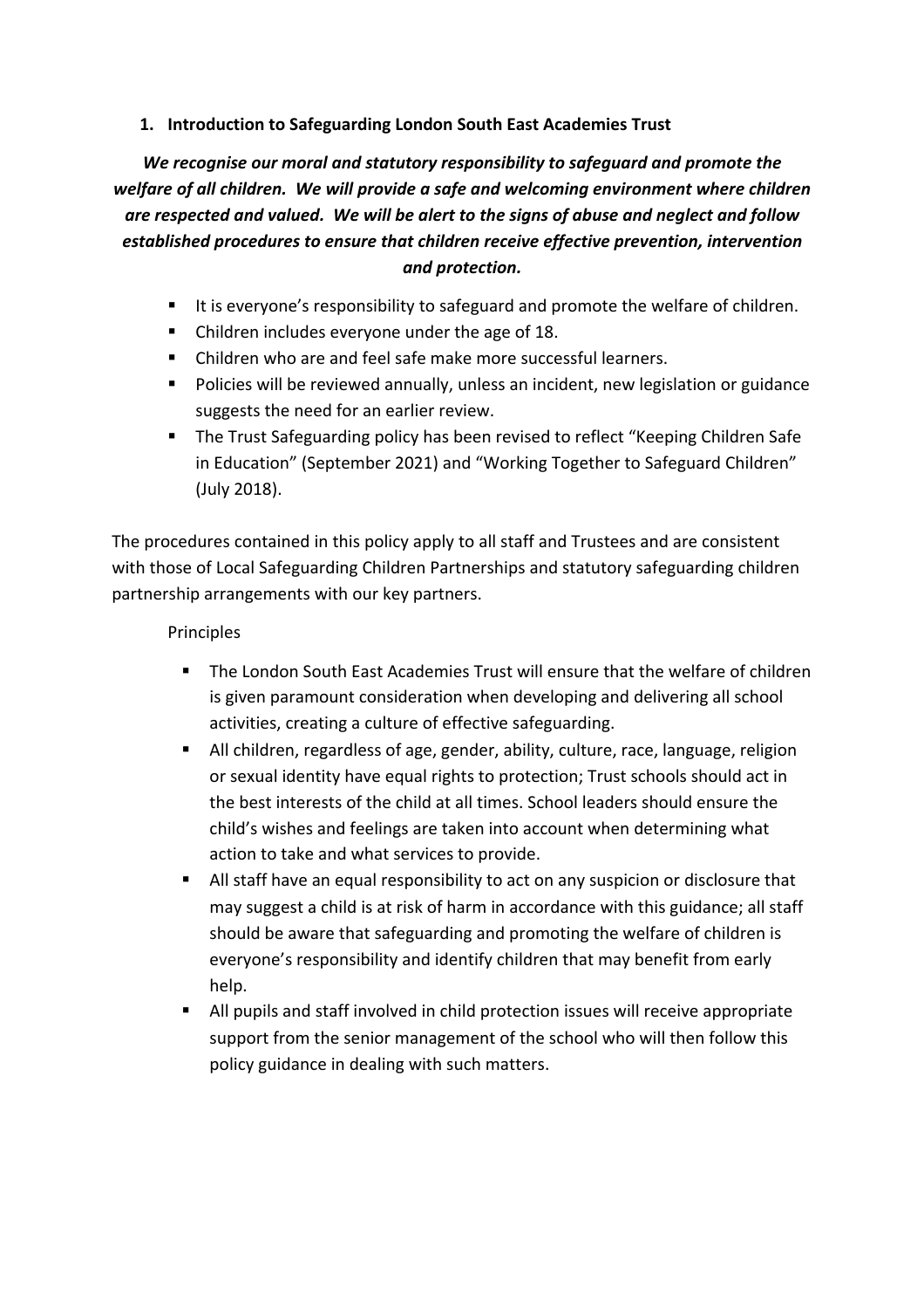## 1. Introduction to Safeguarding London South East Academies Trust

***We recognise our moral and statutory responsibility to safeguard and promote the welfare of all children. We will provide a safe and welcoming environment where children are respected and valued. We will be alert to the signs of abuse and neglect and follow established procedures to ensure that children receive effective prevention, intervention and protection.***

- It is everyone's responsibility to safeguard and promote the welfare of children.
- Children includes everyone under the age of 18.
- Children who are and feel safe make more successful learners.
- Policies will be reviewed annually, unless an incident, new legislation or guidance suggests the need for an earlier review.
- The Trust Safeguarding policy has been revised to reflect "Keeping Children Safe in Education" (September 2021) and "Working Together to Safeguard Children" (July 2018).

The procedures contained in this policy apply to all staff and Trustees and are consistent with those of Local Safeguarding Children Partnerships and statutory safeguarding children partnership arrangements with our key partners.

Principles

- The London South East Academies Trust will ensure that the welfare of children is given paramount consideration when developing and delivering all school activities, creating a culture of effective safeguarding.
- All children, regardless of age, gender, ability, culture, race, language, religion or sexual identity have equal rights to protection; Trust schools should act in the best interests of the child at all times. School leaders should ensure the child's wishes and feelings are taken into account when determining what action to take and what services to provide.
- All staff have an equal responsibility to act on any suspicion or disclosure that may suggest a child is at risk of harm in accordance with this guidance; all staff should be aware that safeguarding and promoting the welfare of children is everyone's responsibility and identify children that may benefit from early help.
- All pupils and staff involved in child protection issues will receive appropriate support from the senior management of the school who will then follow this policy guidance in dealing with such matters.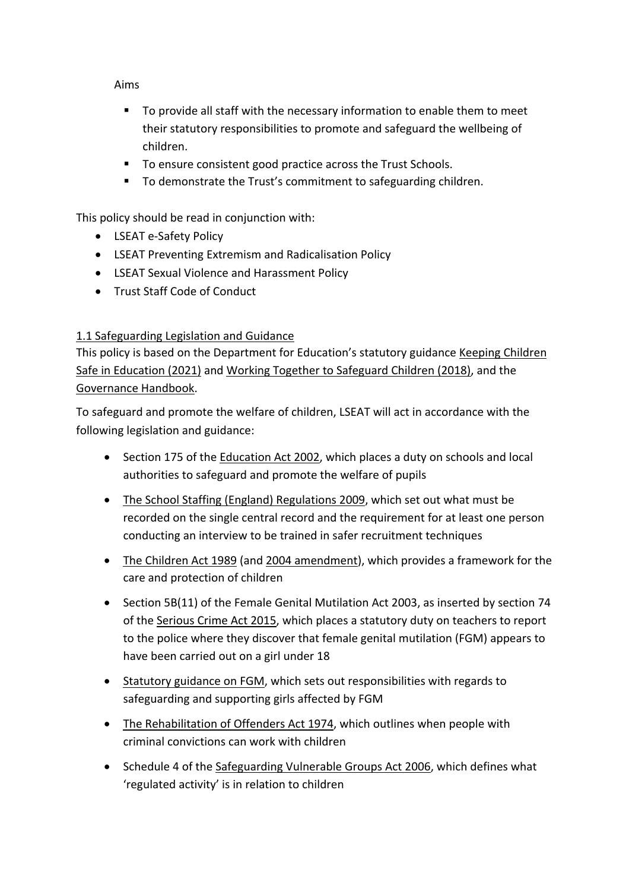Aims

- To provide all staff with the necessary information to enable them to meet their statutory responsibilities to promote and safeguard the wellbeing of children.
- To ensure consistent good practice across the Trust Schools.
- To demonstrate the Trust's commitment to safeguarding children.

This policy should be read in conjunction with:

- LSEAT e-Safety Policy
- LSEAT Preventing Extremism and Radicalisation Policy
- LSEAT Sexual Violence and Harassment Policy
- Trust Staff Code of Conduct

### 1.1 Safeguarding Legislation and Guidance

This policy is based on the Department for Education's statutory guidance Keeping Children Safe in Education (2021) and Working Together to Safeguard Children (2018), and the Governance Handbook.

To safeguard and promote the welfare of children, LSEAT will act in accordance with the following legislation and guidance:

- Section 175 of the Education Act 2002, which places a duty on schools and local authorities to safeguard and promote the welfare of pupils
- The School Staffing (England) Regulations 2009, which set out what must be recorded on the single central record and the requirement for at least one person conducting an interview to be trained in safer recruitment techniques
- The Children Act 1989 (and 2004 amendment), which provides a framework for the care and protection of children
- Section 5B(11) of the Female Genital Mutilation Act 2003, as inserted by section 74 of the Serious Crime Act 2015, which places a statutory duty on teachers to report to the police where they discover that female genital mutilation (FGM) appears to have been carried out on a girl under 18
- Statutory guidance on FGM, which sets out responsibilities with regards to safeguarding and supporting girls affected by FGM
- The Rehabilitation of Offenders Act 1974, which outlines when people with criminal convictions can work with children
- Schedule 4 of the Safeguarding Vulnerable Groups Act 2006, which defines what 'regulated activity' is in relation to children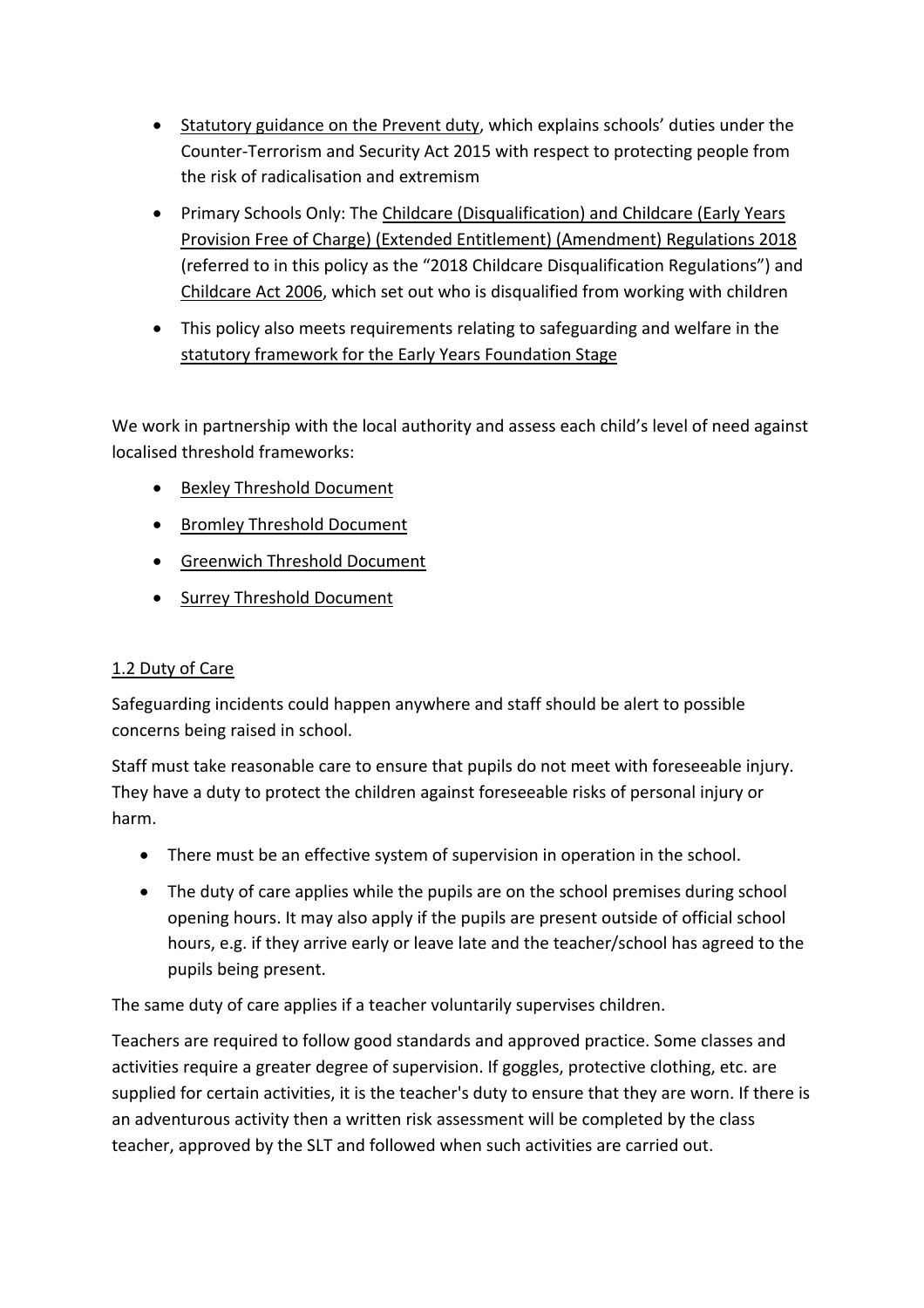- Statutory guidance on the Prevent duty, which explains schools' duties under the Counter-Terrorism and Security Act 2015 with respect to protecting people from the risk of radicalisation and extremism
- Primary Schools Only: The Childcare (Disqualification) and Childcare (Early Years Provision Free of Charge) (Extended Entitlement) (Amendment) Regulations 2018 (referred to in this policy as the "2018 Childcare Disqualification Regulations") and Childcare Act 2006, which set out who is disqualified from working with children
- This policy also meets requirements relating to safeguarding and welfare in the statutory framework for the Early Years Foundation Stage

We work in partnership with the local authority and assess each child's level of need against localised threshold frameworks:

- Bexley Threshold Document
- Bromley Threshold Document
- Greenwich Threshold Document
- Surrey Threshold Document

## 1.2 Duty of Care

Safeguarding incidents could happen anywhere and staff should be alert to possible concerns being raised in school.

Staff must take reasonable care to ensure that pupils do not meet with foreseeable injury. They have a duty to protect the children against foreseeable risks of personal injury or harm.

- There must be an effective system of supervision in operation in the school.
- The duty of care applies while the pupils are on the school premises during school opening hours. It may also apply if the pupils are present outside of official school hours, e.g. if they arrive early or leave late and the teacher/school has agreed to the pupils being present.

The same duty of care applies if a teacher voluntarily supervises children.

Teachers are required to follow good standards and approved practice. Some classes and activities require a greater degree of supervision. If goggles, protective clothing, etc. are supplied for certain activities, it is the teacher's duty to ensure that they are worn. If there is an adventurous activity then a written risk assessment will be completed by the class teacher, approved by the SLT and followed when such activities are carried out.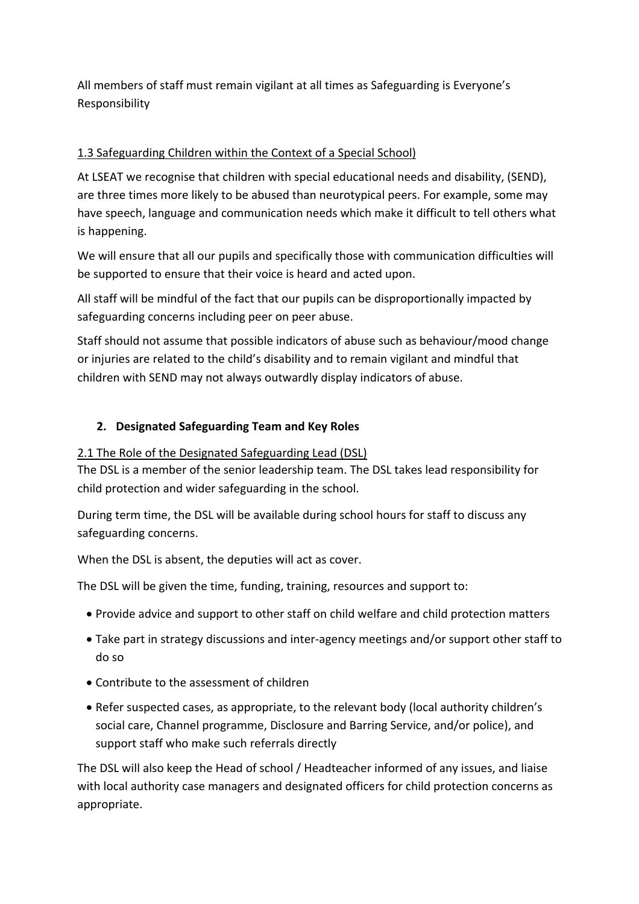All members of staff must remain vigilant at all times as Safeguarding is Everyone's Responsibility

<u>1.3 Safeguarding Children within the Context of a Special School)</u>

At LSEAT we recognise that children with special educational needs and disability, (SEND), are three times more likely to be abused than neurotypical peers. For example, some may have speech, language and communication needs which make it difficult to tell others what is happening.

We will ensure that all our pupils and specifically those with communication difficulties will be supported to ensure that their voice is heard and acted upon.

All staff will be mindful of the fact that our pupils can be disproportionally impacted by safeguarding concerns including peer on peer abuse.

Staff should not assume that possible indicators of abuse such as behaviour/mood change or injuries are related to the child's disability and to remain vigilant and mindful that children with SEND may not always outwardly display indicators of abuse.

## 2. Designated Safeguarding Team and Key Roles

<u>2.1 The Role of the Designated Safeguarding Lead (DSL)</u>
The DSL is a member of the senior leadership team. The DSL takes lead responsibility for child protection and wider safeguarding in the school.

During term time, the DSL will be available during school hours for staff to discuss any safeguarding concerns.

When the DSL is absent, the deputies will act as cover.

The DSL will be given the time, funding, training, resources and support to:

- Provide advice and support to other staff on child welfare and child protection matters
- Take part in strategy discussions and inter-agency meetings and/or support other staff to do so
- Contribute to the assessment of children
- Refer suspected cases, as appropriate, to the relevant body (local authority children's social care, Channel programme, Disclosure and Barring Service, and/or police), and support staff who make such referrals directly

The DSL will also keep the Head of school / Headteacher informed of any issues, and liaise with local authority case managers and designated officers for child protection concerns as appropriate.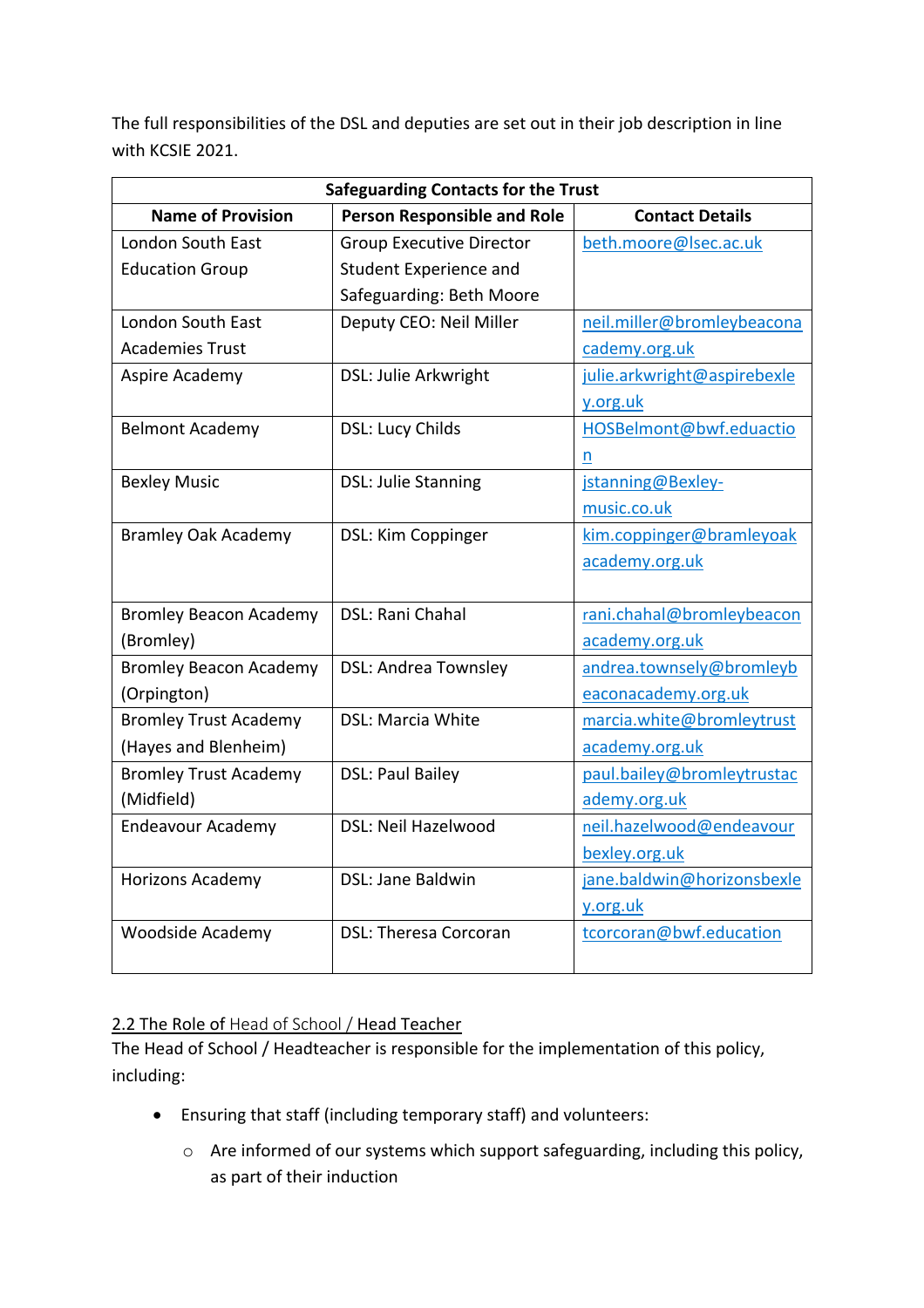The full responsibilities of the DSL and deputies are set out in their job description in line with KCSIE 2021.

| Safeguarding Contacts for the Trust | | |
|---|---|---|
| **Name of Provision** | **Person Responsible and Role** | **Contact Details** |
| London South East Education Group | Group Executive Director Student Experience and Safeguarding: Beth Moore | beth.moore@lsec.ac.uk |
| London South East Academies Trust | Deputy CEO: Neil Miller | neil.miller@bromleybeaconacademy.org.uk |
| Aspire Academy | DSL: Julie Arkwright | julie.arkwright@aspirebexley.org.uk |
| Belmont Academy | DSL: Lucy Childs | HOSBelmont@bwf.eduaction |
| Bexley Music | DSL: Julie Stanning | jstanning@Bexley-music.co.uk |
| Bramley Oak Academy | DSL: Kim Coppinger | kim.coppinger@bramleyoakacademy.org.uk |
| Bromley Beacon Academy (Bromley) | DSL: Rani Chahal | rani.chahal@bromleybeaconacademy.org.uk |
| Bromley Beacon Academy (Orpington) | DSL: Andrea Townsley | andrea.townsely@bromleybeaconacademy.org.uk |
| Bromley Trust Academy (Hayes and Blenheim) | DSL: Marcia White | marcia.white@bromleytrustacademy.org.uk |
| Bromley Trust Academy (Midfield) | DSL: Paul Bailey | paul.bailey@bromleytrustacademy.org.uk |
| Endeavour Academy | DSL: Neil Hazelwood | neil.hazelwood@endeavourbexley.org.uk |
| Horizons Academy | DSL: Jane Baldwin | jane.baldwin@horizonsbexley.org.uk |
| Woodside Academy | DSL: Theresa Corcoran | tcorcoran@bwf.education |

## 2.2 The Role of Head of School / Head Teacher

The Head of School / Headteacher is responsible for the implementation of this policy, including:

- Ensuring that staff (including temporary staff) and volunteers:
  - Are informed of our systems which support safeguarding, including this policy, as part of their induction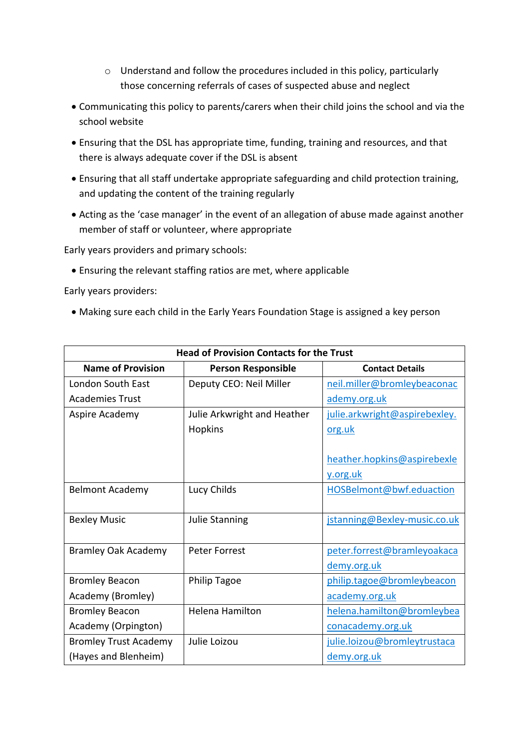- Understand and follow the procedures included in this policy, particularly those concerning referrals of cases of suspected abuse and neglect

- Communicating this policy to parents/carers when their child joins the school and via the school website
- Ensuring that the DSL has appropriate time, funding, training and resources, and that there is always adequate cover if the DSL is absent
- Ensuring that all staff undertake appropriate safeguarding and child protection training, and updating the content of the training regularly
- Acting as the 'case manager' in the event of an allegation of abuse made against another member of staff or volunteer, where appropriate

Early years providers and primary schools:

- Ensuring the relevant staffing ratios are met, where applicable

Early years providers:

- Making sure each child in the Early Years Foundation Stage is assigned a key person

| Head of Provision Contacts for the Trust | | |
|---|---|---|
| **Name of Provision** | **Person Responsible** | **Contact Details** |
| London South East Academies Trust | Deputy CEO: Neil Miller | neil.miller@bromleybeaconacademy.org.uk |
| Aspire Academy | Julie Arkwright and Heather Hopkins | julie.arkwright@aspirebexley.org.uk<br><br>heather.hopkins@aspirebexley.org.uk |
| Belmont Academy | Lucy Childs | HOSBelmont@bwf.eduaction |
| Bexley Music | Julie Stanning | jstanning@Bexley-music.co.uk |
| Bramley Oak Academy | Peter Forrest | peter.forrest@bramleyoakacademy.org.uk |
| Bromley Beacon Academy (Bromley) | Philip Tagoe | philip.tagoe@bromleybeaconacademy.org.uk |
| Bromley Beacon Academy (Orpington) | Helena Hamilton | helena.hamilton@bromleybeaconacademy.org.uk |
| Bromley Trust Academy (Hayes and Blenheim) | Julie Loizou | julie.loizou@bromleytrustacademy.org.uk |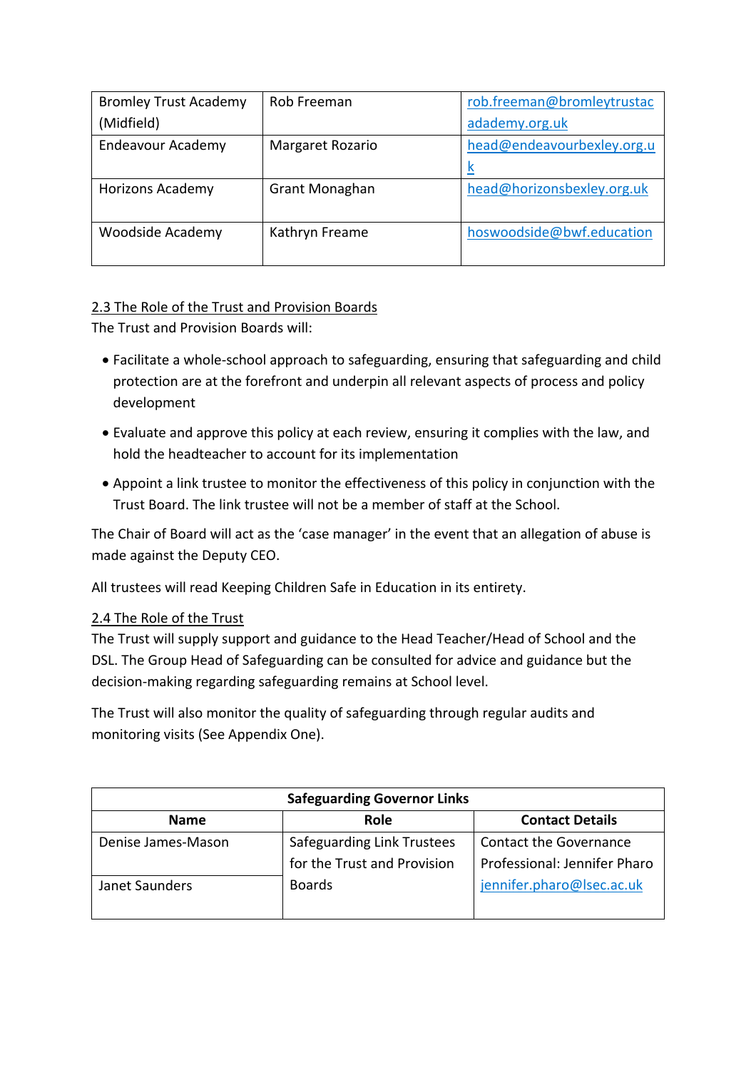| | | |
|---|---|---|
| Bromley Trust Academy (Midfield) | Rob Freeman | rob.freeman@bromleytrustacadademy.org.uk |
| Endeavour Academy | Margaret Rozario | head@endeavourbexley.org.uk |
| Horizons Academy | Grant Monaghan | head@horizonsbexley.org.uk |
| Woodside Academy | Kathryn Freame | hoswoodside@bwf.education |

<u>2.3 The Role of the Trust and Provision Boards</u>

The Trust and Provision Boards will:

- Facilitate a whole-school approach to safeguarding, ensuring that safeguarding and child protection are at the forefront and underpin all relevant aspects of process and policy development
- Evaluate and approve this policy at each review, ensuring it complies with the law, and hold the headteacher to account for its implementation
- Appoint a link trustee to monitor the effectiveness of this policy in conjunction with the Trust Board. The link trustee will not be a member of staff at the School.

The Chair of Board will act as the 'case manager' in the event that an allegation of abuse is made against the Deputy CEO.

All trustees will read Keeping Children Safe in Education in its entirety.

<u>2.4 The Role of the Trust</u>

The Trust will supply support and guidance to the Head Teacher/Head of School and the DSL. The Group Head of Safeguarding can be consulted for advice and guidance but the decision-making regarding safeguarding remains at School level.

The Trust will also monitor the quality of safeguarding through regular audits and monitoring visits (See Appendix One).

| **Safeguarding Governor Links** | | |
|---|---|---|
| **Name** | **Role** | **Contact Details** |
| Denise James-Mason | Safeguarding Link Trustees for the Trust and Provision Boards | Contact the Governance Professional: Jennifer Pharo jennifer.pharo@lsec.ac.uk |
| Janet Saunders | | |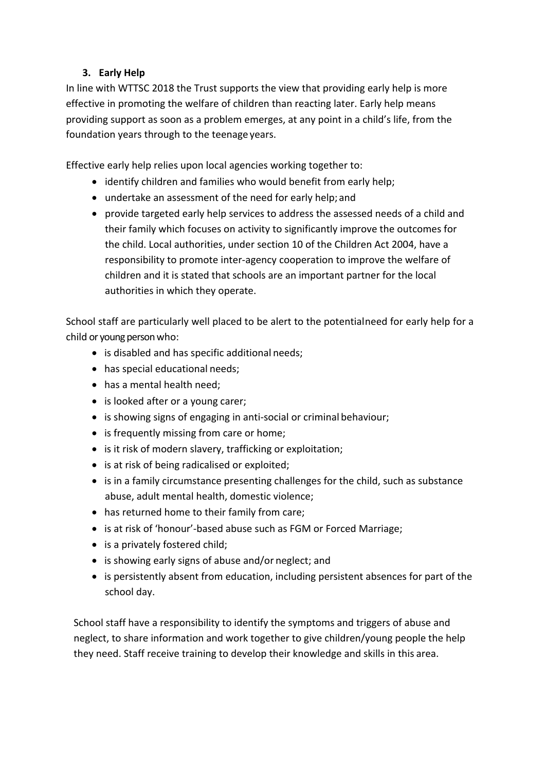### 3. Early Help

In line with WTTSC 2018 the Trust supports the view that providing early help is more effective in promoting the welfare of children than reacting later. Early help means providing support as soon as a problem emerges, at any point in a child's life, from the foundation years through to the teenage years.

Effective early help relies upon local agencies working together to:

- identify children and families who would benefit from early help;
- undertake an assessment of the need for early help; and
- provide targeted early help services to address the assessed needs of a child and their family which focuses on activity to significantly improve the outcomes for the child. Local authorities, under section 10 of the Children Act 2004, have a responsibility to promote inter-agency cooperation to improve the welfare of children and it is stated that schools are an important partner for the local authorities in which they operate.

School staff are particularly well placed to be alert to the potentialneed for early help for a child or young person who:

- is disabled and has specific additional needs;
- has special educational needs;
- has a mental health need;
- is looked after or a young carer;
- is showing signs of engaging in anti-social or criminal behaviour;
- is frequently missing from care or home;
- is it risk of modern slavery, trafficking or exploitation;
- is at risk of being radicalised or exploited;
- is in a family circumstance presenting challenges for the child, such as substance abuse, adult mental health, domestic violence;
- has returned home to their family from care;
- is at risk of 'honour'-based abuse such as FGM or Forced Marriage;
- is a privately fostered child;
- is showing early signs of abuse and/or neglect; and
- is persistently absent from education, including persistent absences for part of the school day.

School staff have a responsibility to identify the symptoms and triggers of abuse and neglect, to share information and work together to give children/young people the help they need. Staff receive training to develop their knowledge and skills in this area.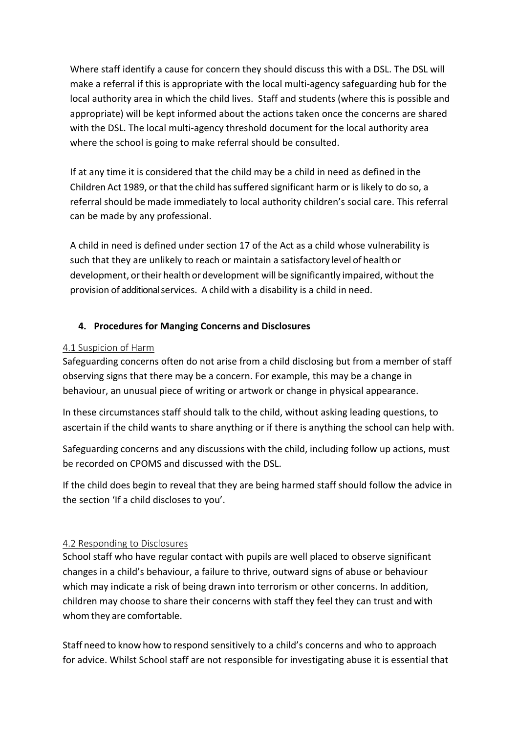Where staff identify a cause for concern they should discuss this with a DSL. The DSL will make a referral if this is appropriate with the local multi-agency safeguarding hub for the local authority area in which the child lives. Staff and students (where this is possible and appropriate) will be kept informed about the actions taken once the concerns are shared with the DSL. The local multi-agency threshold document for the local authority area where the school is going to make referral should be consulted.

If at any time it is considered that the child may be a child in need as defined in the Children Act 1989, or that the child has suffered significant harm or is likely to do so, a referral should be made immediately to local authority children's social care. This referral can be made by any professional.

A child in need is defined under section 17 of the Act as a child whose vulnerability is such that they are unlikely to reach or maintain a satisfactory level of health or development, or their health or development will be significantly impaired, without the provision of additional services. A child with a disability is a child in need.

## 4. Procedures for Manging Concerns and Disclosures

### 4.1 Suspicion of Harm

Safeguarding concerns often do not arise from a child disclosing but from a member of staff observing signs that there may be a concern. For example, this may be a change in behaviour, an unusual piece of writing or artwork or change in physical appearance.

In these circumstances staff should talk to the child, without asking leading questions, to ascertain if the child wants to share anything or if there is anything the school can help with.

Safeguarding concerns and any discussions with the child, including follow up actions, must be recorded on CPOMS and discussed with the DSL.

If the child does begin to reveal that they are being harmed staff should follow the advice in the section 'If a child discloses to you'.

### 4.2 Responding to Disclosures

School staff who have regular contact with pupils are well placed to observe significant changes in a child's behaviour, a failure to thrive, outward signs of abuse or behaviour which may indicate a risk of being drawn into terrorism or other concerns. In addition, children may choose to share their concerns with staff they feel they can trust and with whom they are comfortable.

Staff need to know how to respond sensitively to a child's concerns and who to approach for advice. Whilst School staff are not responsible for investigating abuse it is essential that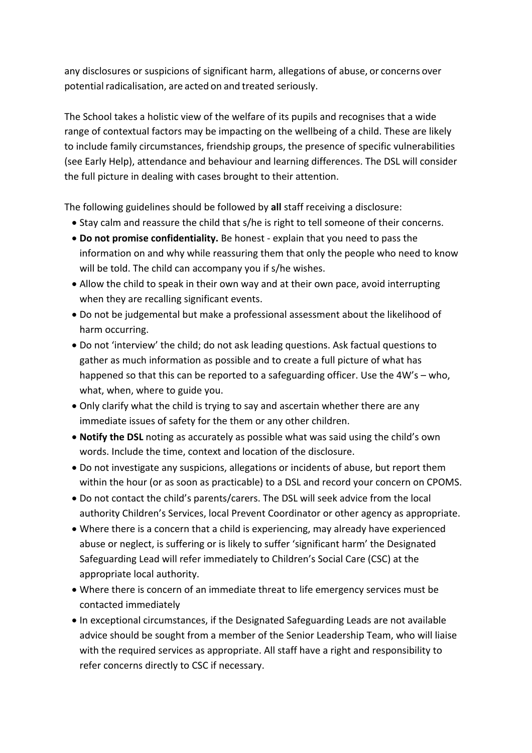any disclosures or suspicions of significant harm, allegations of abuse, or concerns over potential radicalisation, are acted on and treated seriously.

The School takes a holistic view of the welfare of its pupils and recognises that a wide range of contextual factors may be impacting on the wellbeing of a child. These are likely to include family circumstances, friendship groups, the presence of specific vulnerabilities (see Early Help), attendance and behaviour and learning differences. The DSL will consider the full picture in dealing with cases brought to their attention.

The following guidelines should be followed by **all** staff receiving a disclosure:

- Stay calm and reassure the child that s/he is right to tell someone of their concerns.
- **Do not promise confidentiality.** Be honest - explain that you need to pass the information on and why while reassuring them that only the people who need to know will be told. The child can accompany you if s/he wishes.
- Allow the child to speak in their own way and at their own pace, avoid interrupting when they are recalling significant events.
- Do not be judgemental but make a professional assessment about the likelihood of harm occurring.
- Do not 'interview' the child; do not ask leading questions. Ask factual questions to gather as much information as possible and to create a full picture of what has happened so that this can be reported to a safeguarding officer. Use the 4W's – who, what, when, where to guide you.
- Only clarify what the child is trying to say and ascertain whether there are any immediate issues of safety for the them or any other children.
- **Notify the DSL** noting as accurately as possible what was said using the child's own words. Include the time, context and location of the disclosure.
- Do not investigate any suspicions, allegations or incidents of abuse, but report them within the hour (or as soon as practicable) to a DSL and record your concern on CPOMS.
- Do not contact the child's parents/carers. The DSL will seek advice from the local authority Children's Services, local Prevent Coordinator or other agency as appropriate.
- Where there is a concern that a child is experiencing, may already have experienced abuse or neglect, is suffering or is likely to suffer 'significant harm' the Designated Safeguarding Lead will refer immediately to Children's Social Care (CSC) at the appropriate local authority.
- Where there is concern of an immediate threat to life emergency services must be contacted immediately
- In exceptional circumstances, if the Designated Safeguarding Leads are not available advice should be sought from a member of the Senior Leadership Team, who will liaise with the required services as appropriate. All staff have a right and responsibility to refer concerns directly to CSC if necessary.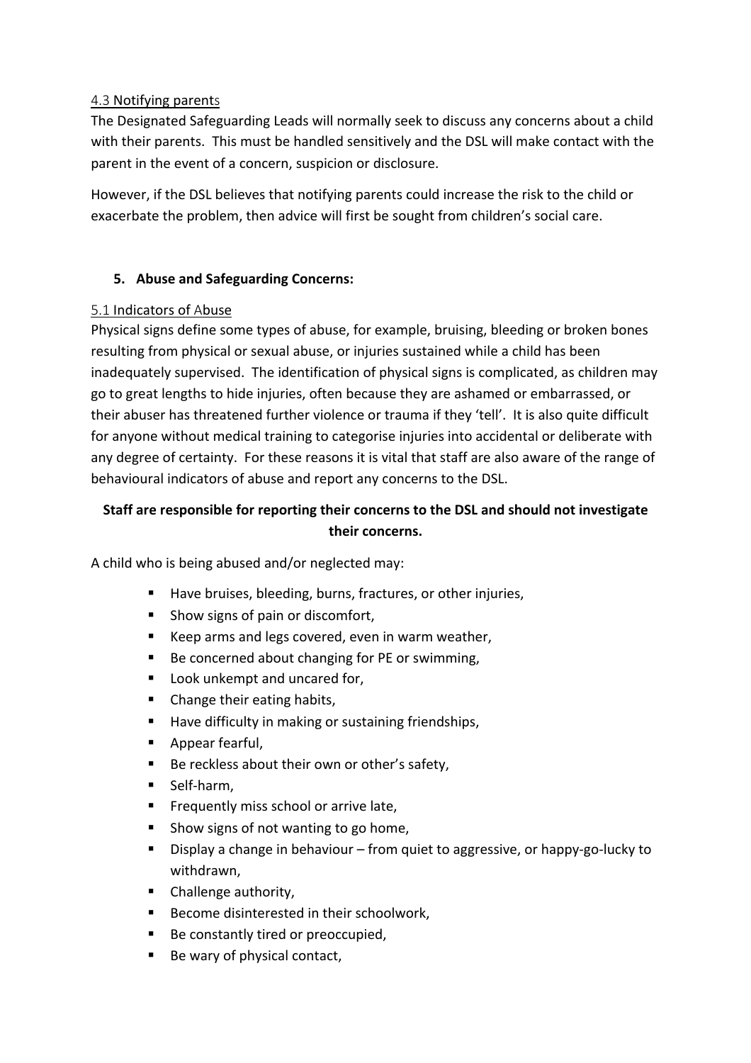### 4.3 Notifying parents

The Designated Safeguarding Leads will normally seek to discuss any concerns about a child with their parents. This must be handled sensitively and the DSL will make contact with the parent in the event of a concern, suspicion or disclosure.

However, if the DSL believes that notifying parents could increase the risk to the child or exacerbate the problem, then advice will first be sought from children's social care.

## 5. Abuse and Safeguarding Concerns:

### 5.1 Indicators of Abuse

Physical signs define some types of abuse, for example, bruising, bleeding or broken bones resulting from physical or sexual abuse, or injuries sustained while a child has been inadequately supervised. The identification of physical signs is complicated, as children may go to great lengths to hide injuries, often because they are ashamed or embarrassed, or their abuser has threatened further violence or trauma if they 'tell'. It is also quite difficult for anyone without medical training to categorise injuries into accidental or deliberate with any degree of certainty. For these reasons it is vital that staff are also aware of the range of behavioural indicators of abuse and report any concerns to the DSL.

**Staff are responsible for reporting their concerns to the DSL and should not investigate their concerns.**

A child who is being abused and/or neglected may:

- Have bruises, bleeding, burns, fractures, or other injuries,
- Show signs of pain or discomfort,
- Keep arms and legs covered, even in warm weather,
- Be concerned about changing for PE or swimming,
- Look unkempt and uncared for,
- Change their eating habits,
- Have difficulty in making or sustaining friendships,
- Appear fearful,
- Be reckless about their own or other's safety,
- Self-harm,
- Frequently miss school or arrive late,
- Show signs of not wanting to go home,
- Display a change in behaviour – from quiet to aggressive, or happy-go-lucky to withdrawn,
- Challenge authority,
- Become disinterested in their schoolwork,
- Be constantly tired or preoccupied,
- Be wary of physical contact,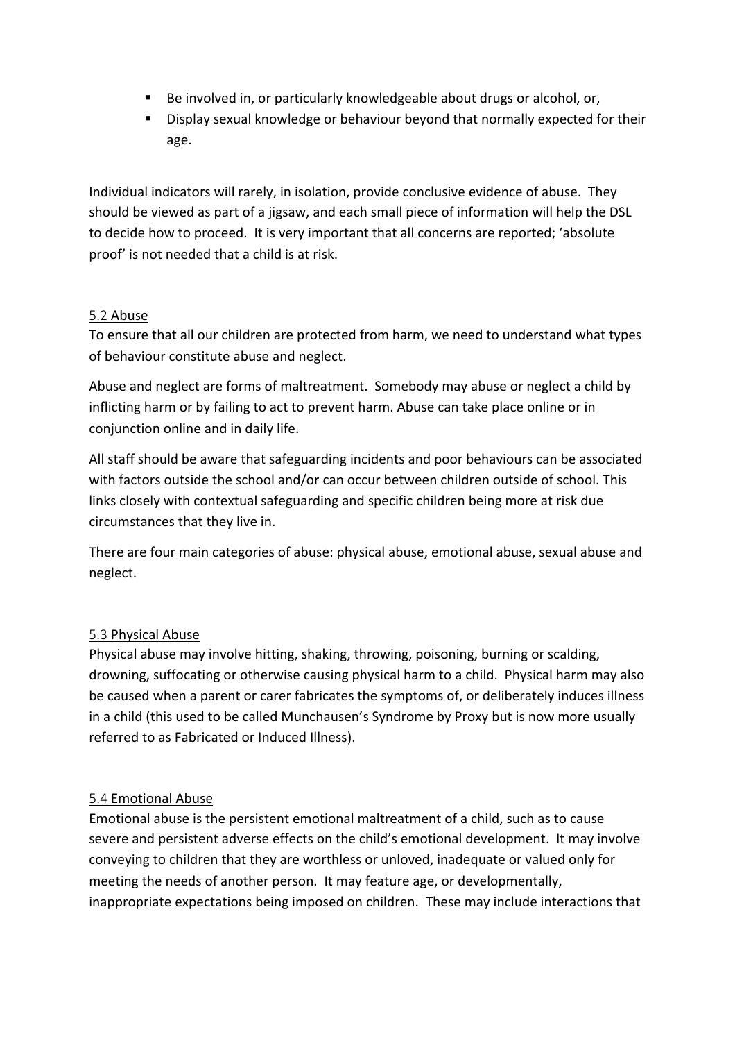- Be involved in, or particularly knowledgeable about drugs or alcohol, or,
- Display sexual knowledge or behaviour beyond that normally expected for their age.

Individual indicators will rarely, in isolation, provide conclusive evidence of abuse. They should be viewed as part of a jigsaw, and each small piece of information will help the DSL to decide how to proceed. It is very important that all concerns are reported; 'absolute proof' is not needed that a child is at risk.

### 5.2 Abuse

To ensure that all our children are protected from harm, we need to understand what types of behaviour constitute abuse and neglect.

Abuse and neglect are forms of maltreatment. Somebody may abuse or neglect a child by inflicting harm or by failing to act to prevent harm. Abuse can take place online or in conjunction online and in daily life.

All staff should be aware that safeguarding incidents and poor behaviours can be associated with factors outside the school and/or can occur between children outside of school. This links closely with contextual safeguarding and specific children being more at risk due circumstances that they live in.

There are four main categories of abuse: physical abuse, emotional abuse, sexual abuse and neglect.

### 5.3 Physical Abuse

Physical abuse may involve hitting, shaking, throwing, poisoning, burning or scalding, drowning, suffocating or otherwise causing physical harm to a child. Physical harm may also be caused when a parent or carer fabricates the symptoms of, or deliberately induces illness in a child (this used to be called Munchausen's Syndrome by Proxy but is now more usually referred to as Fabricated or Induced Illness).

### 5.4 Emotional Abuse

Emotional abuse is the persistent emotional maltreatment of a child, such as to cause severe and persistent adverse effects on the child's emotional development. It may involve conveying to children that they are worthless or unloved, inadequate or valued only for meeting the needs of another person. It may feature age, or developmentally, inappropriate expectations being imposed on children. These may include interactions that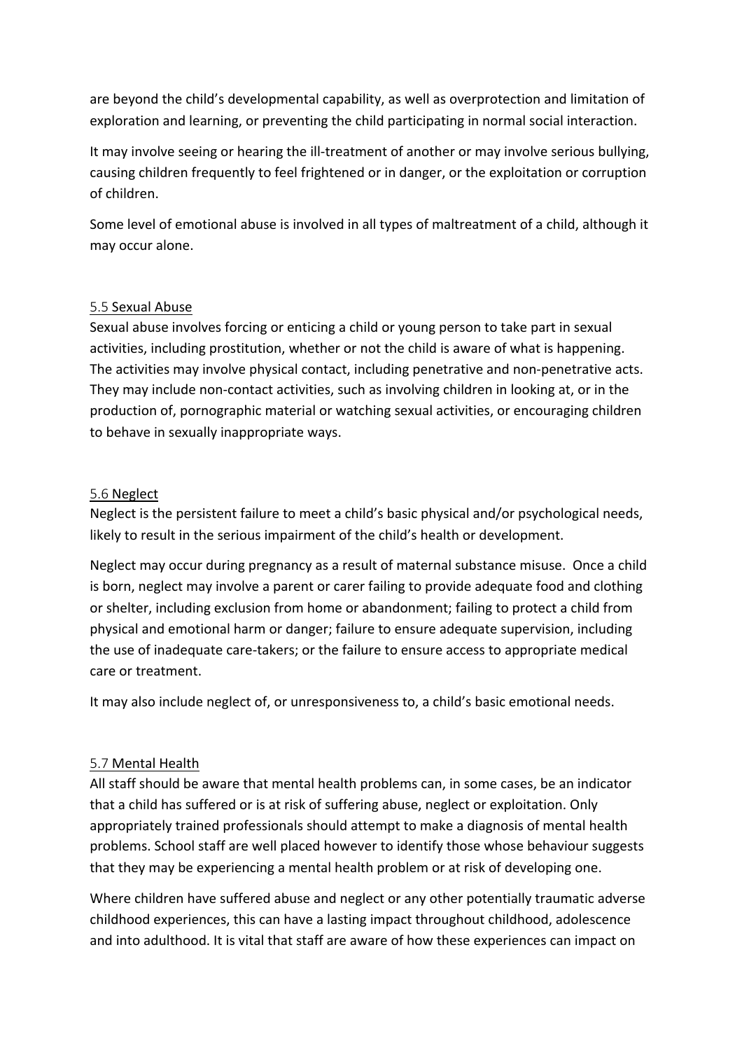are beyond the child's developmental capability, as well as overprotection and limitation of exploration and learning, or preventing the child participating in normal social interaction.

It may involve seeing or hearing the ill-treatment of another or may involve serious bullying, causing children frequently to feel frightened or in danger, or the exploitation or corruption of children.

Some level of emotional abuse is involved in all types of maltreatment of a child, although it may occur alone.

### 5.5 Sexual Abuse

Sexual abuse involves forcing or enticing a child or young person to take part in sexual activities, including prostitution, whether or not the child is aware of what is happening. The activities may involve physical contact, including penetrative and non-penetrative acts. They may include non-contact activities, such as involving children in looking at, or in the production of, pornographic material or watching sexual activities, or encouraging children to behave in sexually inappropriate ways.

### 5.6 Neglect

Neglect is the persistent failure to meet a child's basic physical and/or psychological needs, likely to result in the serious impairment of the child's health or development.

Neglect may occur during pregnancy as a result of maternal substance misuse. Once a child is born, neglect may involve a parent or carer failing to provide adequate food and clothing or shelter, including exclusion from home or abandonment; failing to protect a child from physical and emotional harm or danger; failure to ensure adequate supervision, including the use of inadequate care-takers; or the failure to ensure access to appropriate medical care or treatment.

It may also include neglect of, or unresponsiveness to, a child's basic emotional needs.

### 5.7 Mental Health

All staff should be aware that mental health problems can, in some cases, be an indicator that a child has suffered or is at risk of suffering abuse, neglect or exploitation. Only appropriately trained professionals should attempt to make a diagnosis of mental health problems. School staff are well placed however to identify those whose behaviour suggests that they may be experiencing a mental health problem or at risk of developing one.

Where children have suffered abuse and neglect or any other potentially traumatic adverse childhood experiences, this can have a lasting impact throughout childhood, adolescence and into adulthood. It is vital that staff are aware of how these experiences can impact on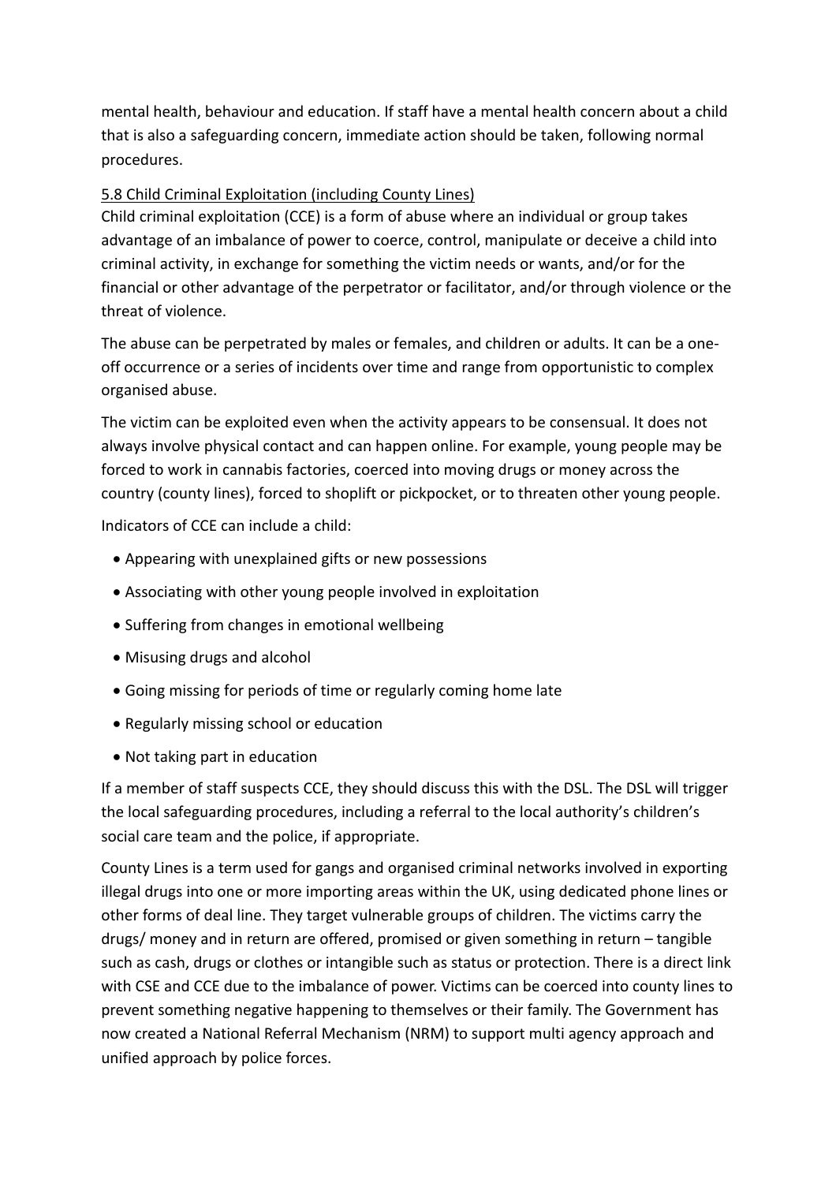mental health, behaviour and education. If staff have a mental health concern about a child that is also a safeguarding concern, immediate action should be taken, following normal procedures.

<u>5.8 Child Criminal Exploitation (including County Lines)</u>

Child criminal exploitation (CCE) is a form of abuse where an individual or group takes advantage of an imbalance of power to coerce, control, manipulate or deceive a child into criminal activity, in exchange for something the victim needs or wants, and/or for the financial or other advantage of the perpetrator or facilitator, and/or through violence or the threat of violence.

The abuse can be perpetrated by males or females, and children or adults. It can be a one-off occurrence or a series of incidents over time and range from opportunistic to complex organised abuse.

The victim can be exploited even when the activity appears to be consensual. It does not always involve physical contact and can happen online. For example, young people may be forced to work in cannabis factories, coerced into moving drugs or money across the country (county lines), forced to shoplift or pickpocket, or to threaten other young people.

Indicators of CCE can include a child:

- Appearing with unexplained gifts or new possessions
- Associating with other young people involved in exploitation
- Suffering from changes in emotional wellbeing
- Misusing drugs and alcohol
- Going missing for periods of time or regularly coming home late
- Regularly missing school or education
- Not taking part in education

If a member of staff suspects CCE, they should discuss this with the DSL. The DSL will trigger the local safeguarding procedures, including a referral to the local authority's children's social care team and the police, if appropriate.

County Lines is a term used for gangs and organised criminal networks involved in exporting illegal drugs into one or more importing areas within the UK, using dedicated phone lines or other forms of deal line. They target vulnerable groups of children. The victims carry the drugs/ money and in return are offered, promised or given something in return – tangible such as cash, drugs or clothes or intangible such as status or protection. There is a direct link with CSE and CCE due to the imbalance of power. Victims can be coerced into county lines to prevent something negative happening to themselves or their family. The Government has now created a National Referral Mechanism (NRM) to support multi agency approach and unified approach by police forces.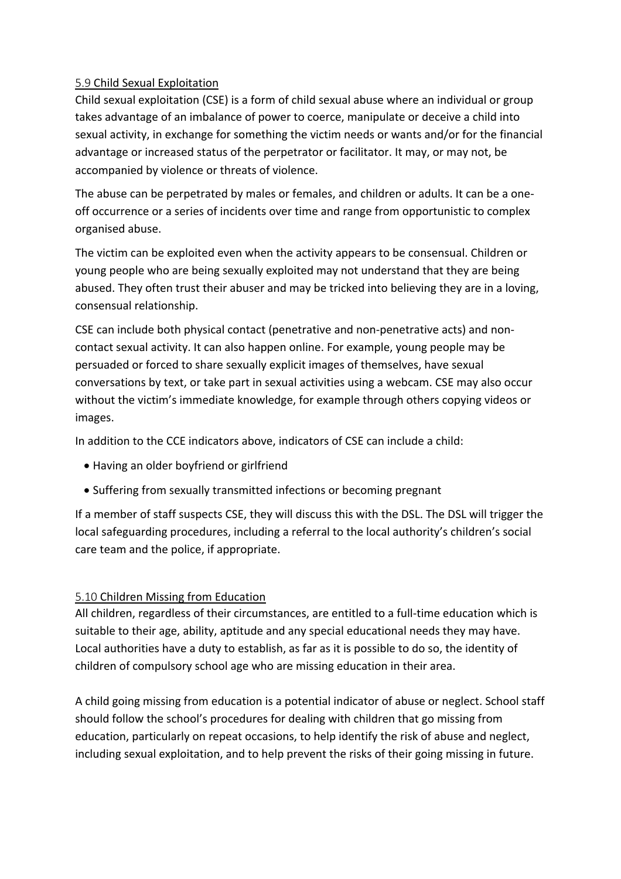### 5.9 Child Sexual Exploitation

Child sexual exploitation (CSE) is a form of child sexual abuse where an individual or group takes advantage of an imbalance of power to coerce, manipulate or deceive a child into sexual activity, in exchange for something the victim needs or wants and/or for the financial advantage or increased status of the perpetrator or facilitator. It may, or may not, be accompanied by violence or threats of violence.

The abuse can be perpetrated by males or females, and children or adults. It can be a one-off occurrence or a series of incidents over time and range from opportunistic to complex organised abuse.

The victim can be exploited even when the activity appears to be consensual. Children or young people who are being sexually exploited may not understand that they are being abused. They often trust their abuser and may be tricked into believing they are in a loving, consensual relationship.

CSE can include both physical contact (penetrative and non-penetrative acts) and non-contact sexual activity. It can also happen online. For example, young people may be persuaded or forced to share sexually explicit images of themselves, have sexual conversations by text, or take part in sexual activities using a webcam. CSE may also occur without the victim's immediate knowledge, for example through others copying videos or images.

In addition to the CCE indicators above, indicators of CSE can include a child:

- Having an older boyfriend or girlfriend
- Suffering from sexually transmitted infections or becoming pregnant

If a member of staff suspects CSE, they will discuss this with the DSL. The DSL will trigger the local safeguarding procedures, including a referral to the local authority's children's social care team and the police, if appropriate.

### 5.10 Children Missing from Education

All children, regardless of their circumstances, are entitled to a full-time education which is suitable to their age, ability, aptitude and any special educational needs they may have. Local authorities have a duty to establish, as far as it is possible to do so, the identity of children of compulsory school age who are missing education in their area.

A child going missing from education is a potential indicator of abuse or neglect. School staff should follow the school's procedures for dealing with children that go missing from education, particularly on repeat occasions, to help identify the risk of abuse and neglect, including sexual exploitation, and to help prevent the risks of their going missing in future.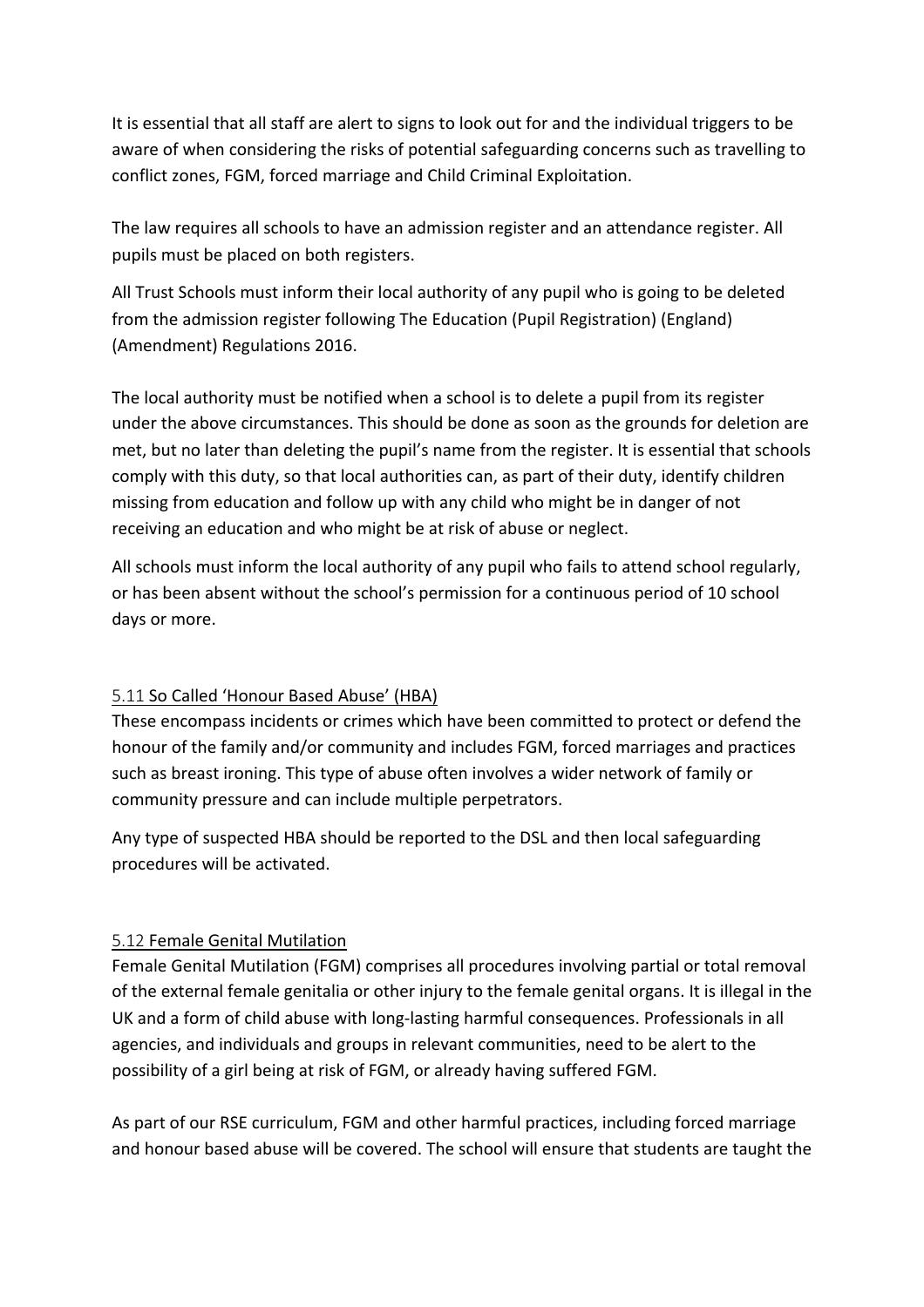It is essential that all staff are alert to signs to look out for and the individual triggers to be aware of when considering the risks of potential safeguarding concerns such as travelling to conflict zones, FGM, forced marriage and Child Criminal Exploitation.

The law requires all schools to have an admission register and an attendance register. All pupils must be placed on both registers.

All Trust Schools must inform their local authority of any pupil who is going to be deleted from the admission register following The Education (Pupil Registration) (England) (Amendment) Regulations 2016.

The local authority must be notified when a school is to delete a pupil from its register under the above circumstances. This should be done as soon as the grounds for deletion are met, but no later than deleting the pupil's name from the register. It is essential that schools comply with this duty, so that local authorities can, as part of their duty, identify children missing from education and follow up with any child who might be in danger of not receiving an education and who might be at risk of abuse or neglect.

All schools must inform the local authority of any pupil who fails to attend school regularly, or has been absent without the school's permission for a continuous period of 10 school days or more.

### 5.11 So Called 'Honour Based Abuse' (HBA)

These encompass incidents or crimes which have been committed to protect or defend the honour of the family and/or community and includes FGM, forced marriages and practices such as breast ironing. This type of abuse often involves a wider network of family or community pressure and can include multiple perpetrators.

Any type of suspected HBA should be reported to the DSL and then local safeguarding procedures will be activated.

### 5.12 Female Genital Mutilation

Female Genital Mutilation (FGM) comprises all procedures involving partial or total removal of the external female genitalia or other injury to the female genital organs. It is illegal in the UK and a form of child abuse with long-lasting harmful consequences. Professionals in all agencies, and individuals and groups in relevant communities, need to be alert to the possibility of a girl being at risk of FGM, or already having suffered FGM.

As part of our RSE curriculum, FGM and other harmful practices, including forced marriage and honour based abuse will be covered. The school will ensure that students are taught the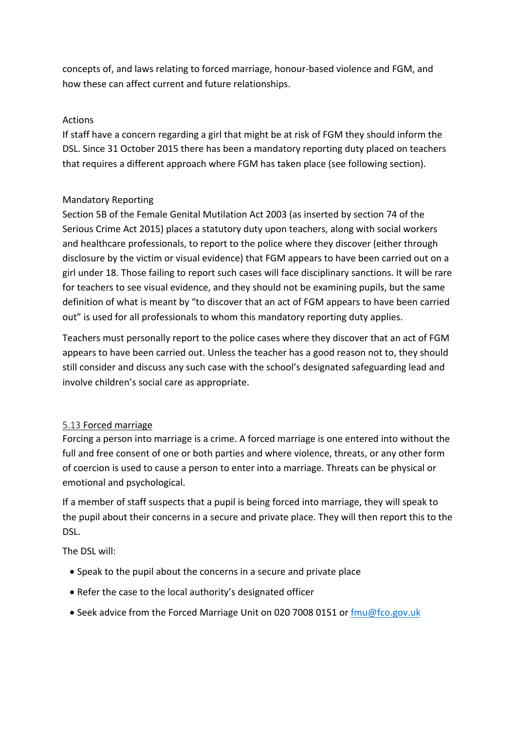concepts of, and laws relating to forced marriage, honour-based violence and FGM, and how these can affect current and future relationships.

Actions

If staff have a concern regarding a girl that might be at risk of FGM they should inform the DSL. Since 31 October 2015 there has been a mandatory reporting duty placed on teachers that requires a different approach where FGM has taken place (see following section).

Mandatory Reporting

Section 5B of the Female Genital Mutilation Act 2003 (as inserted by section 74 of the Serious Crime Act 2015) places a statutory duty upon teachers, along with social workers and healthcare professionals, to report to the police where they discover (either through disclosure by the victim or visual evidence) that FGM appears to have been carried out on a girl under 18. Those failing to report such cases will face disciplinary sanctions. It will be rare for teachers to see visual evidence, and they should not be examining pupils, but the same definition of what is meant by "to discover that an act of FGM appears to have been carried out" is used for all professionals to whom this mandatory reporting duty applies.

Teachers must personally report to the police cases where they discover that an act of FGM appears to have been carried out. Unless the teacher has a good reason not to, they should still consider and discuss any such case with the school's designated safeguarding lead and involve children's social care as appropriate.

## 5.13 Forced marriage

Forcing a person into marriage is a crime. A forced marriage is one entered into without the full and free consent of one or both parties and where violence, threats, or any other form of coercion is used to cause a person to enter into a marriage. Threats can be physical or emotional and psychological.

If a member of staff suspects that a pupil is being forced into marriage, they will speak to the pupil about their concerns in a secure and private place. They will then report this to the DSL.

The DSL will:

- Speak to the pupil about the concerns in a secure and private place
- Refer the case to the local authority's designated officer
- Seek advice from the Forced Marriage Unit on 020 7008 0151 or fmu@fco.gov.uk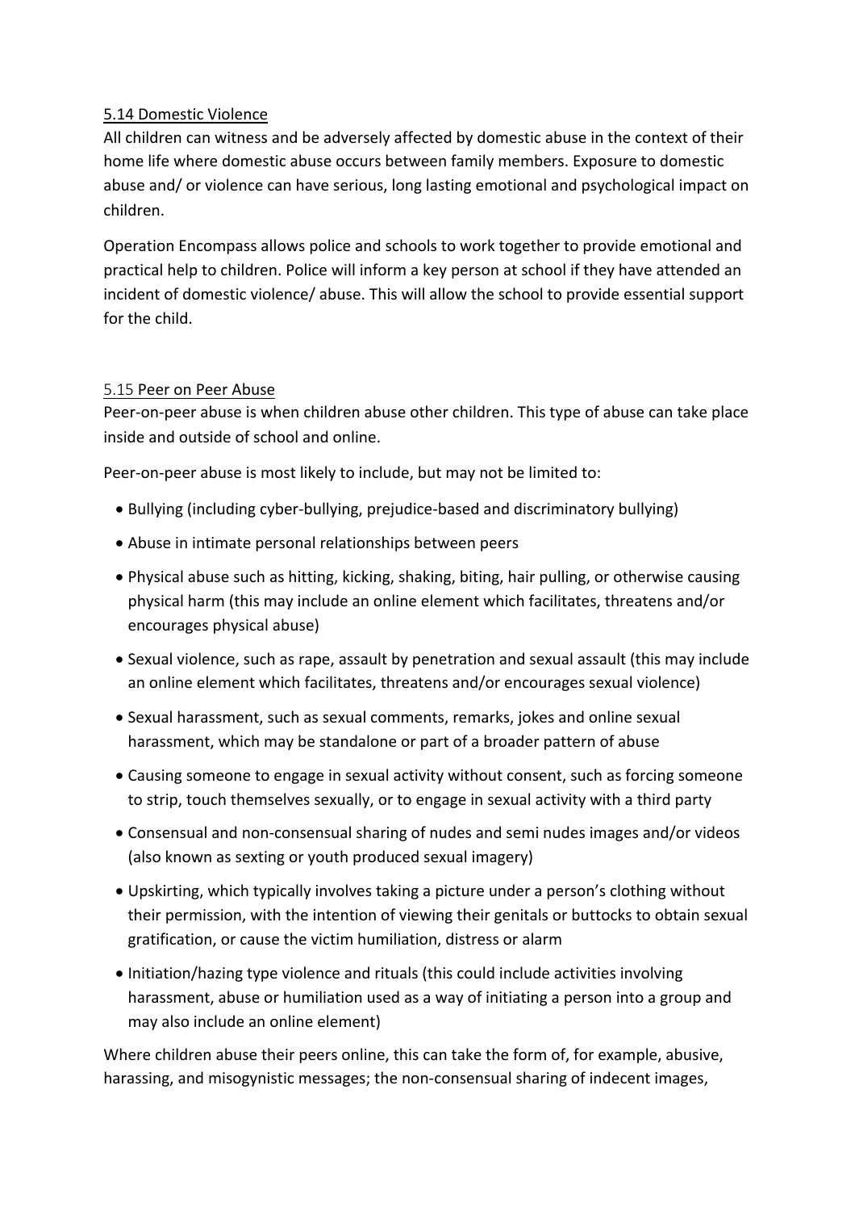### 5.14 Domestic Violence

All children can witness and be adversely affected by domestic abuse in the context of their home life where domestic abuse occurs between family members. Exposure to domestic abuse and/ or violence can have serious, long lasting emotional and psychological impact on children.

Operation Encompass allows police and schools to work together to provide emotional and practical help to children. Police will inform a key person at school if they have attended an incident of domestic violence/ abuse. This will allow the school to provide essential support for the child.

### 5.15 Peer on Peer Abuse

Peer-on-peer abuse is when children abuse other children. This type of abuse can take place inside and outside of school and online.

Peer-on-peer abuse is most likely to include, but may not be limited to:

- Bullying (including cyber-bullying, prejudice-based and discriminatory bullying)
- Abuse in intimate personal relationships between peers
- Physical abuse such as hitting, kicking, shaking, biting, hair pulling, or otherwise causing physical harm (this may include an online element which facilitates, threatens and/or encourages physical abuse)
- Sexual violence, such as rape, assault by penetration and sexual assault (this may include an online element which facilitates, threatens and/or encourages sexual violence)
- Sexual harassment, such as sexual comments, remarks, jokes and online sexual harassment, which may be standalone or part of a broader pattern of abuse
- Causing someone to engage in sexual activity without consent, such as forcing someone to strip, touch themselves sexually, or to engage in sexual activity with a third party
- Consensual and non-consensual sharing of nudes and semi nudes images and/or videos (also known as sexting or youth produced sexual imagery)
- Upskirting, which typically involves taking a picture under a person's clothing without their permission, with the intention of viewing their genitals or buttocks to obtain sexual gratification, or cause the victim humiliation, distress or alarm
- Initiation/hazing type violence and rituals (this could include activities involving harassment, abuse or humiliation used as a way of initiating a person into a group and may also include an online element)

Where children abuse their peers online, this can take the form of, for example, abusive, harassing, and misogynistic messages; the non-consensual sharing of indecent images,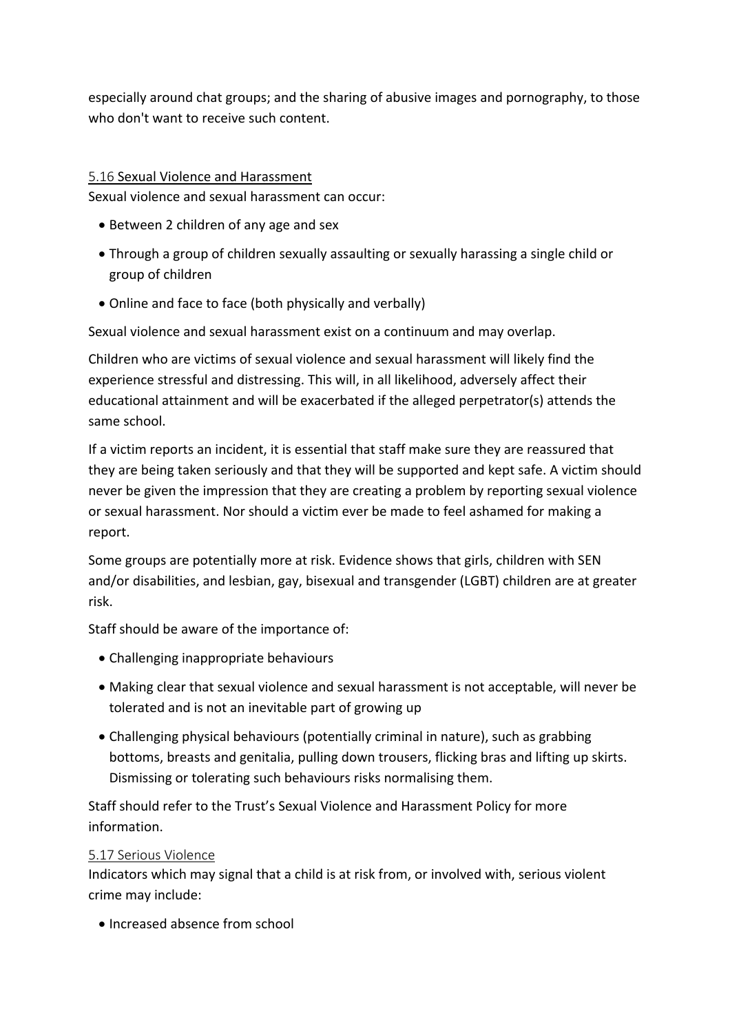especially around chat groups; and the sharing of abusive images and pornography, to those who don't want to receive such content.

### 5.16 Sexual Violence and Harassment

Sexual violence and sexual harassment can occur:

- Between 2 children of any age and sex
- Through a group of children sexually assaulting or sexually harassing a single child or group of children
- Online and face to face (both physically and verbally)

Sexual violence and sexual harassment exist on a continuum and may overlap.

Children who are victims of sexual violence and sexual harassment will likely find the experience stressful and distressing. This will, in all likelihood, adversely affect their educational attainment and will be exacerbated if the alleged perpetrator(s) attends the same school.

If a victim reports an incident, it is essential that staff make sure they are reassured that they are being taken seriously and that they will be supported and kept safe. A victim should never be given the impression that they are creating a problem by reporting sexual violence or sexual harassment. Nor should a victim ever be made to feel ashamed for making a report.

Some groups are potentially more at risk. Evidence shows that girls, children with SEN and/or disabilities, and lesbian, gay, bisexual and transgender (LGBT) children are at greater risk.

Staff should be aware of the importance of:

- Challenging inappropriate behaviours
- Making clear that sexual violence and sexual harassment is not acceptable, will never be tolerated and is not an inevitable part of growing up
- Challenging physical behaviours (potentially criminal in nature), such as grabbing bottoms, breasts and genitalia, pulling down trousers, flicking bras and lifting up skirts. Dismissing or tolerating such behaviours risks normalising them.

Staff should refer to the Trust's Sexual Violence and Harassment Policy for more information.

### 5.17 Serious Violence

Indicators which may signal that a child is at risk from, or involved with, serious violent crime may include:

- Increased absence from school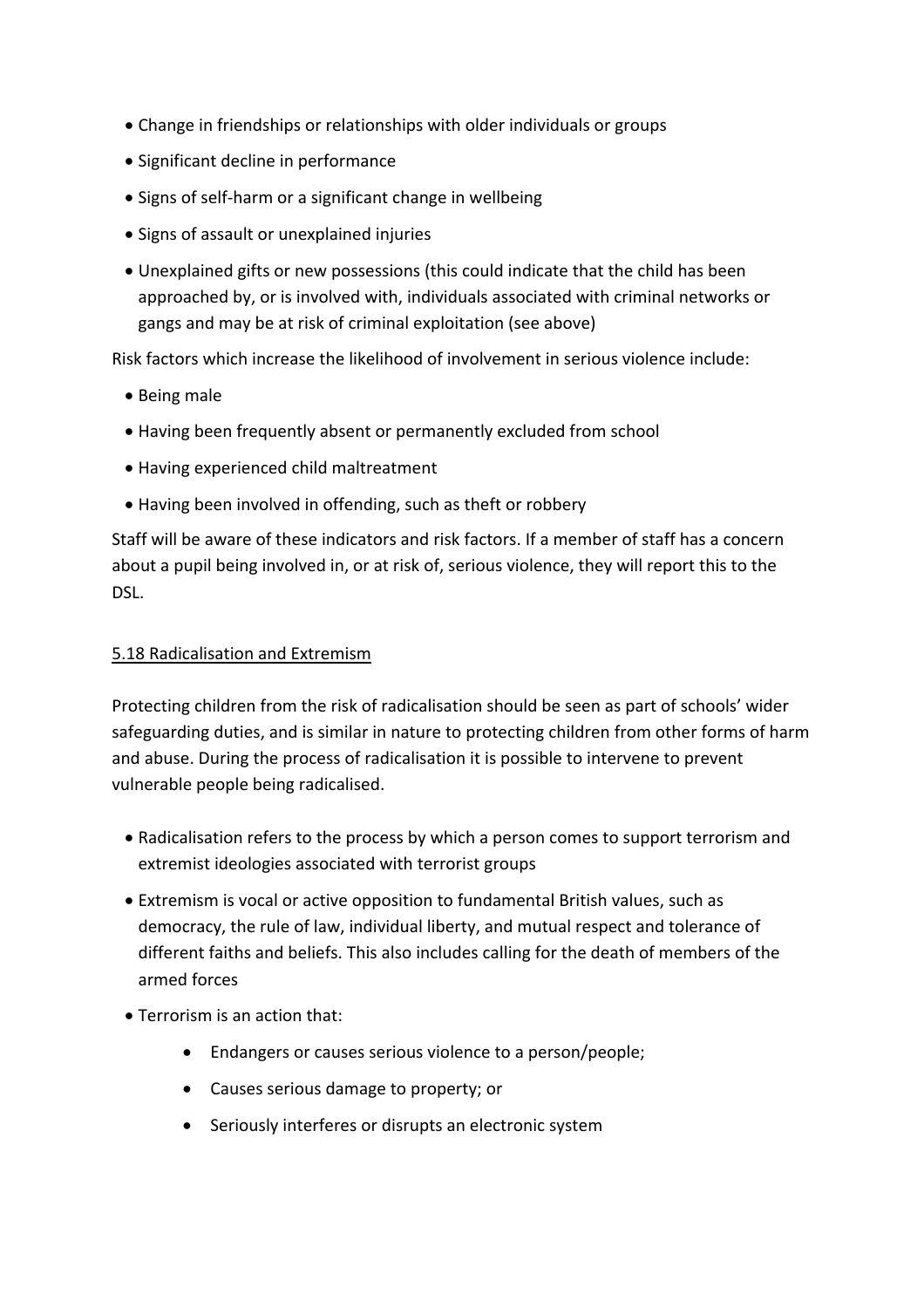- Change in friendships or relationships with older individuals or groups
- Significant decline in performance
- Signs of self-harm or a significant change in wellbeing
- Signs of assault or unexplained injuries
- Unexplained gifts or new possessions (this could indicate that the child has been approached by, or is involved with, individuals associated with criminal networks or gangs and may be at risk of criminal exploitation (see above)

Risk factors which increase the likelihood of involvement in serious violence include:

- Being male
- Having been frequently absent or permanently excluded from school
- Having experienced child maltreatment
- Having been involved in offending, such as theft or robbery

Staff will be aware of these indicators and risk factors. If a member of staff has a concern about a pupil being involved in, or at risk of, serious violence, they will report this to the DSL.

## 5.18 Radicalisation and Extremism

Protecting children from the risk of radicalisation should be seen as part of schools' wider safeguarding duties, and is similar in nature to protecting children from other forms of harm and abuse. During the process of radicalisation it is possible to intervene to prevent vulnerable people being radicalised.

- Radicalisation refers to the process by which a person comes to support terrorism and extremist ideologies associated with terrorist groups
- Extremism is vocal or active opposition to fundamental British values, such as democracy, the rule of law, individual liberty, and mutual respect and tolerance of different faiths and beliefs. This also includes calling for the death of members of the armed forces
- Terrorism is an action that:
    - Endangers or causes serious violence to a person/people;
    - Causes serious damage to property; or
    - Seriously interferes or disrupts an electronic system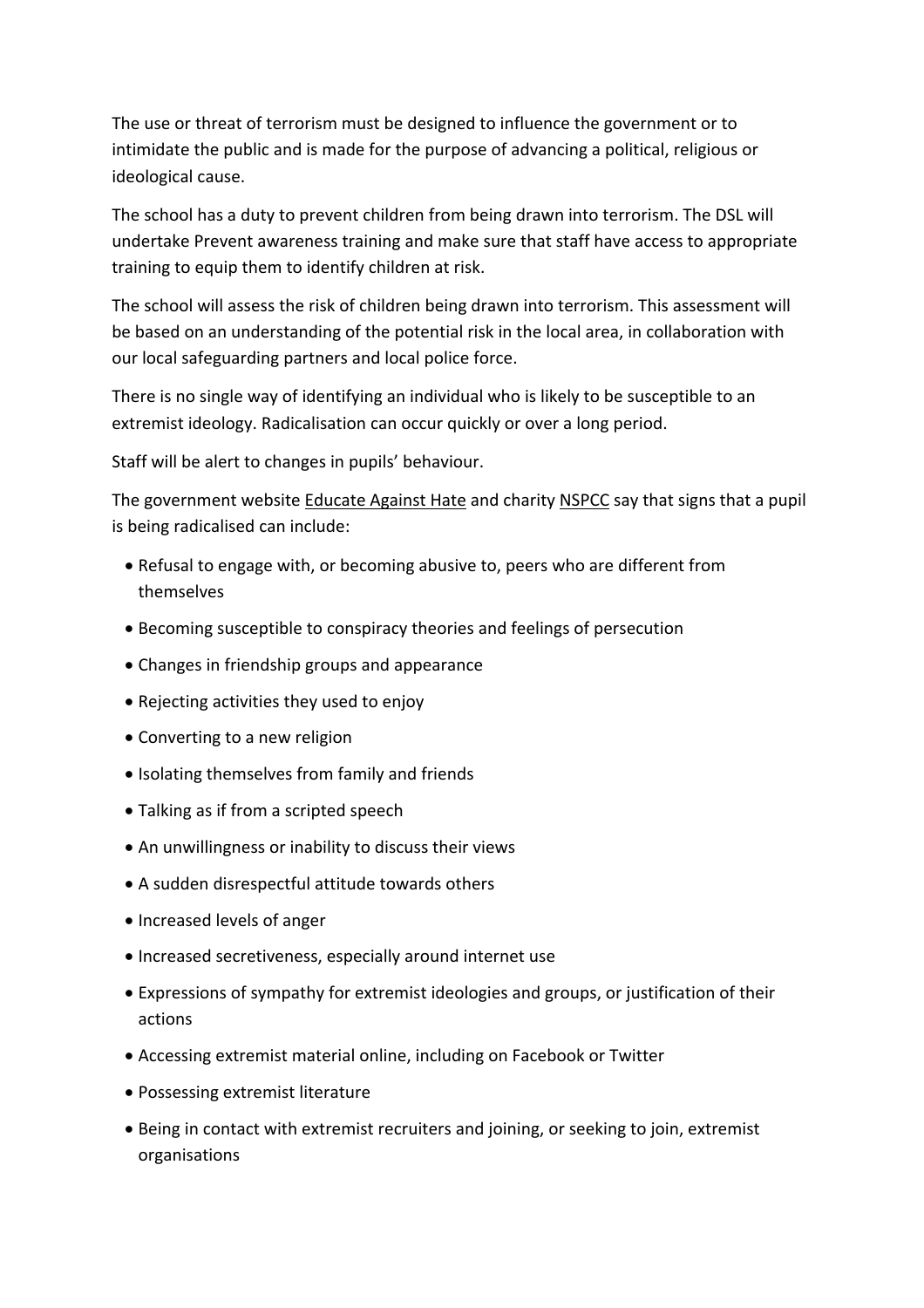The use or threat of terrorism must be designed to influence the government or to intimidate the public and is made for the purpose of advancing a political, religious or ideological cause.

The school has a duty to prevent children from being drawn into terrorism. The DSL will undertake Prevent awareness training and make sure that staff have access to appropriate training to equip them to identify children at risk.

The school will assess the risk of children being drawn into terrorism. This assessment will be based on an understanding of the potential risk in the local area, in collaboration with our local safeguarding partners and local police force.

There is no single way of identifying an individual who is likely to be susceptible to an extremist ideology. Radicalisation can occur quickly or over a long period.

Staff will be alert to changes in pupils' behaviour.

The government website Educate Against Hate and charity NSPCC say that signs that a pupil is being radicalised can include:

- Refusal to engage with, or becoming abusive to, peers who are different from themselves
- Becoming susceptible to conspiracy theories and feelings of persecution
- Changes in friendship groups and appearance
- Rejecting activities they used to enjoy
- Converting to a new religion
- Isolating themselves from family and friends
- Talking as if from a scripted speech
- An unwillingness or inability to discuss their views
- A sudden disrespectful attitude towards others
- Increased levels of anger
- Increased secretiveness, especially around internet use
- Expressions of sympathy for extremist ideologies and groups, or justification of their actions
- Accessing extremist material online, including on Facebook or Twitter
- Possessing extremist literature
- Being in contact with extremist recruiters and joining, or seeking to join, extremist organisations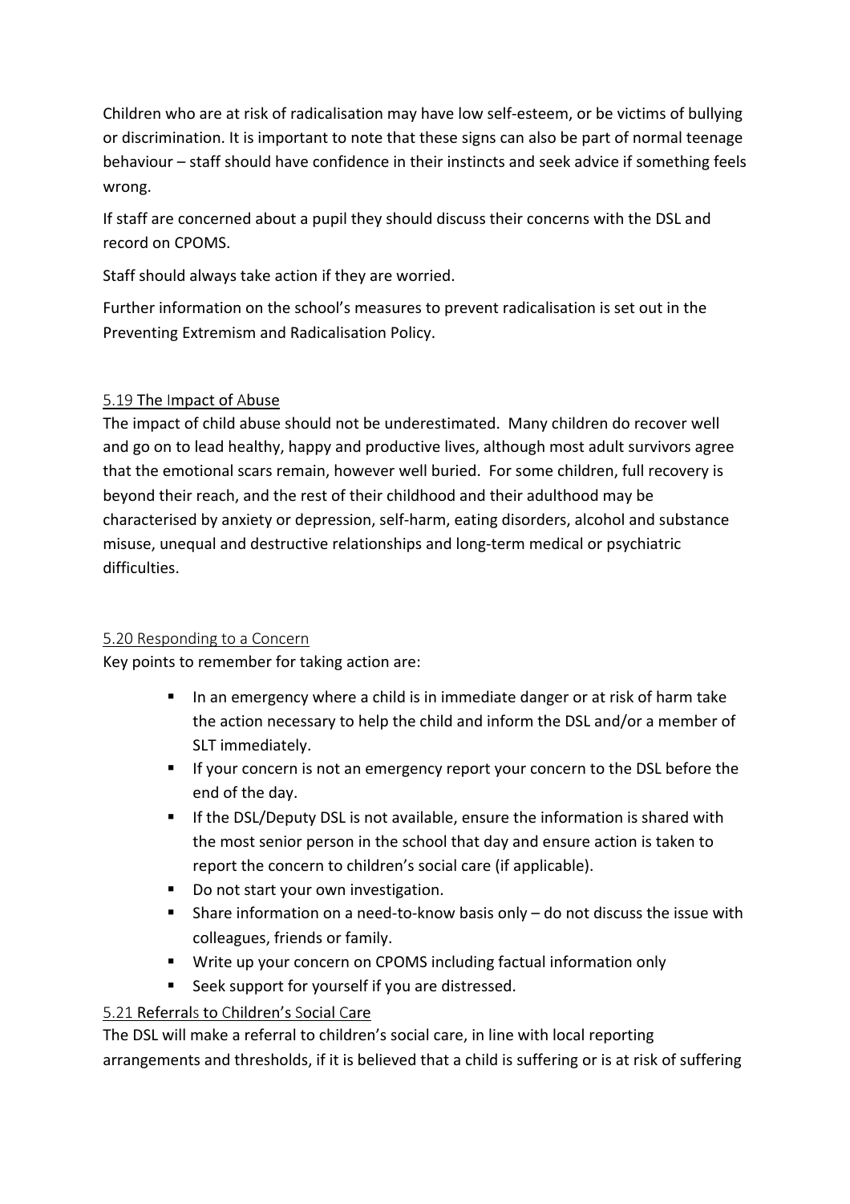Children who are at risk of radicalisation may have low self-esteem, or be victims of bullying or discrimination. It is important to note that these signs can also be part of normal teenage behaviour – staff should have confidence in their instincts and seek advice if something feels wrong.

If staff are concerned about a pupil they should discuss their concerns with the DSL and record on CPOMS.

Staff should always take action if they are worried.

Further information on the school's measures to prevent radicalisation is set out in the Preventing Extremism and Radicalisation Policy.

### 5.19 The Impact of Abuse

The impact of child abuse should not be underestimated. Many children do recover well and go on to lead healthy, happy and productive lives, although most adult survivors agree that the emotional scars remain, however well buried. For some children, full recovery is beyond their reach, and the rest of their childhood and their adulthood may be characterised by anxiety or depression, self-harm, eating disorders, alcohol and substance misuse, unequal and destructive relationships and long-term medical or psychiatric difficulties.

### 5.20 Responding to a Concern

Key points to remember for taking action are:

- In an emergency where a child is in immediate danger or at risk of harm take the action necessary to help the child and inform the DSL and/or a member of SLT immediately.
- If your concern is not an emergency report your concern to the DSL before the end of the day.
- If the DSL/Deputy DSL is not available, ensure the information is shared with the most senior person in the school that day and ensure action is taken to report the concern to children's social care (if applicable).
- Do not start your own investigation.
- Share information on a need-to-know basis only – do not discuss the issue with colleagues, friends or family.
- Write up your concern on CPOMS including factual information only
- Seek support for yourself if you are distressed.

### 5.21 Referrals to Children's Social Care

The DSL will make a referral to children's social care, in line with local reporting arrangements and thresholds, if it is believed that a child is suffering or is at risk of suffering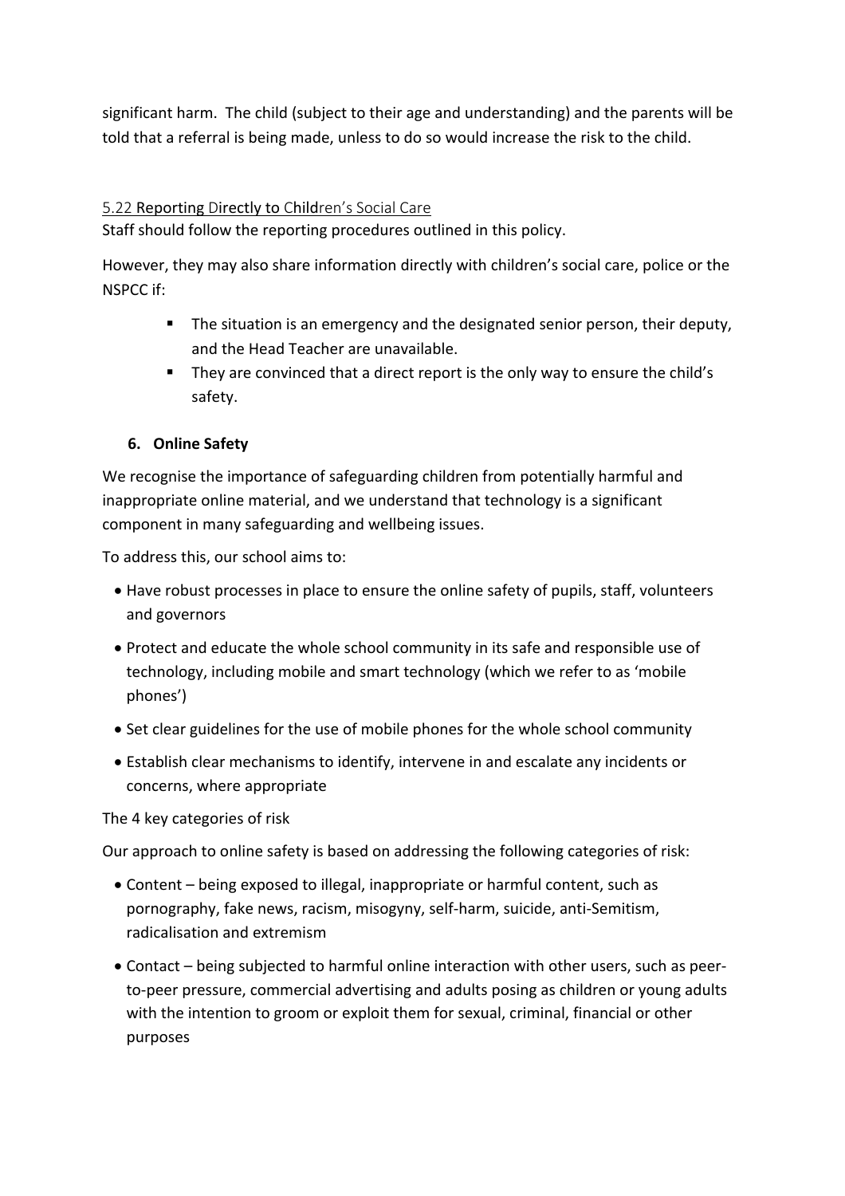significant harm. The child (subject to their age and understanding) and the parents will be told that a referral is being made, unless to do so would increase the risk to the child.

### 5.22 Reporting Directly to Children's Social Care

Staff should follow the reporting procedures outlined in this policy.

However, they may also share information directly with children's social care, police or the NSPCC if:

- The situation is an emergency and the designated senior person, their deputy, and the Head Teacher are unavailable.
- They are convinced that a direct report is the only way to ensure the child's safety.

## 6. Online Safety

We recognise the importance of safeguarding children from potentially harmful and inappropriate online material, and we understand that technology is a significant component in many safeguarding and wellbeing issues.

To address this, our school aims to:

- Have robust processes in place to ensure the online safety of pupils, staff, volunteers and governors
- Protect and educate the whole school community in its safe and responsible use of technology, including mobile and smart technology (which we refer to as 'mobile phones')
- Set clear guidelines for the use of mobile phones for the whole school community
- Establish clear mechanisms to identify, intervene in and escalate any incidents or concerns, where appropriate

The 4 key categories of risk

Our approach to online safety is based on addressing the following categories of risk:

- Content – being exposed to illegal, inappropriate or harmful content, such as pornography, fake news, racism, misogyny, self-harm, suicide, anti-Semitism, radicalisation and extremism
- Contact – being subjected to harmful online interaction with other users, such as peer-to-peer pressure, commercial advertising and adults posing as children or young adults with the intention to groom or exploit them for sexual, criminal, financial or other purposes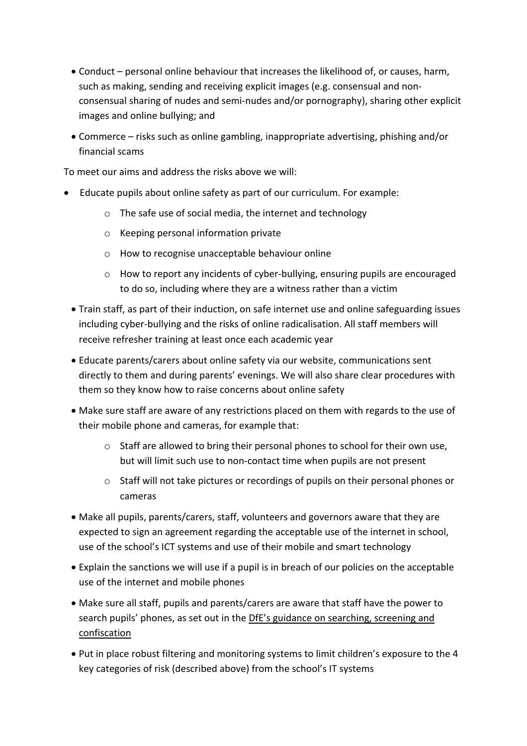- Conduct – personal online behaviour that increases the likelihood of, or causes, harm, such as making, sending and receiving explicit images (e.g. consensual and non-consensual sharing of nudes and semi-nudes and/or pornography), sharing other explicit images and online bullying; and
- Commerce – risks such as online gambling, inappropriate advertising, phishing and/or financial scams

To meet our aims and address the risks above we will:

- Educate pupils about online safety as part of our curriculum. For example:
  - The safe use of social media, the internet and technology
  - Keeping personal information private
  - How to recognise unacceptable behaviour online
  - How to report any incidents of cyber-bullying, ensuring pupils are encouraged to do so, including where they are a witness rather than a victim
- Train staff, as part of their induction, on safe internet use and online safeguarding issues including cyber-bullying and the risks of online radicalisation. All staff members will receive refresher training at least once each academic year
- Educate parents/carers about online safety via our website, communications sent directly to them and during parents' evenings. We will also share clear procedures with them so they know how to raise concerns about online safety
- Make sure staff are aware of any restrictions placed on them with regards to the use of their mobile phone and cameras, for example that:
  - Staff are allowed to bring their personal phones to school for their own use, but will limit such use to non-contact time when pupils are not present
  - Staff will not take pictures or recordings of pupils on their personal phones or cameras
- Make all pupils, parents/carers, staff, volunteers and governors aware that they are expected to sign an agreement regarding the acceptable use of the internet in school, use of the school's ICT systems and use of their mobile and smart technology
- Explain the sanctions we will use if a pupil is in breach of our policies on the acceptable use of the internet and mobile phones
- Make sure all staff, pupils and parents/carers are aware that staff have the power to search pupils' phones, as set out in the DfE's guidance on searching, screening and confiscation
- Put in place robust filtering and monitoring systems to limit children's exposure to the 4 key categories of risk (described above) from the school's IT systems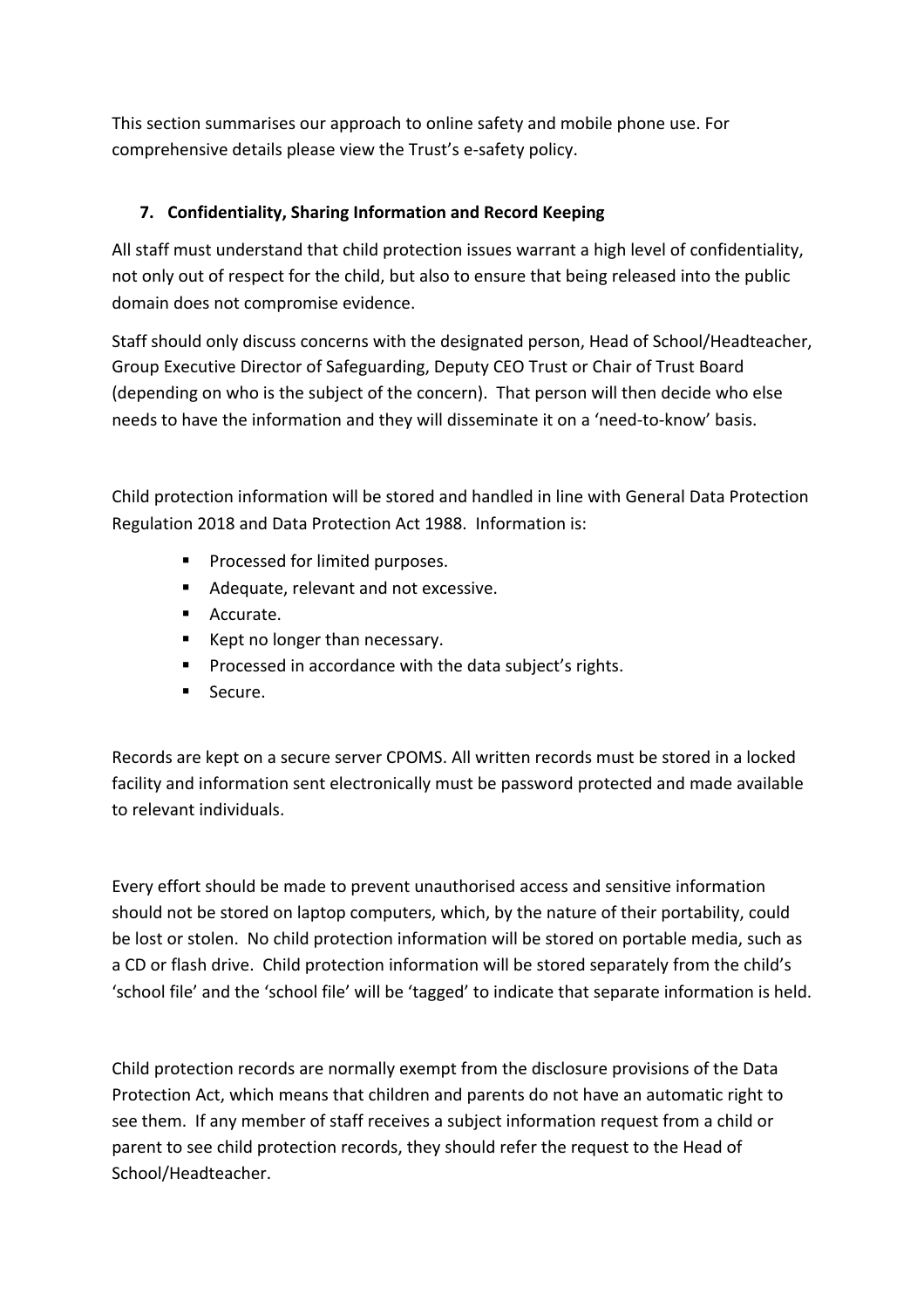This section summarises our approach to online safety and mobile phone use. For comprehensive details please view the Trust's e-safety policy.

## 7. Confidentiality, Sharing Information and Record Keeping

All staff must understand that child protection issues warrant a high level of confidentiality, not only out of respect for the child, but also to ensure that being released into the public domain does not compromise evidence.

Staff should only discuss concerns with the designated person, Head of School/Headteacher, Group Executive Director of Safeguarding, Deputy CEO Trust or Chair of Trust Board (depending on who is the subject of the concern). That person will then decide who else needs to have the information and they will disseminate it on a 'need-to-know' basis.

Child protection information will be stored and handled in line with General Data Protection Regulation 2018 and Data Protection Act 1988. Information is:

- Processed for limited purposes.
- Adequate, relevant and not excessive.
- Accurate.
- Kept no longer than necessary.
- Processed in accordance with the data subject's rights.
- Secure.

Records are kept on a secure server CPOMS. All written records must be stored in a locked facility and information sent electronically must be password protected and made available to relevant individuals.

Every effort should be made to prevent unauthorised access and sensitive information should not be stored on laptop computers, which, by the nature of their portability, could be lost or stolen. No child protection information will be stored on portable media, such as a CD or flash drive. Child protection information will be stored separately from the child's 'school file' and the 'school file' will be 'tagged' to indicate that separate information is held.

Child protection records are normally exempt from the disclosure provisions of the Data Protection Act, which means that children and parents do not have an automatic right to see them. If any member of staff receives a subject information request from a child or parent to see child protection records, they should refer the request to the Head of School/Headteacher.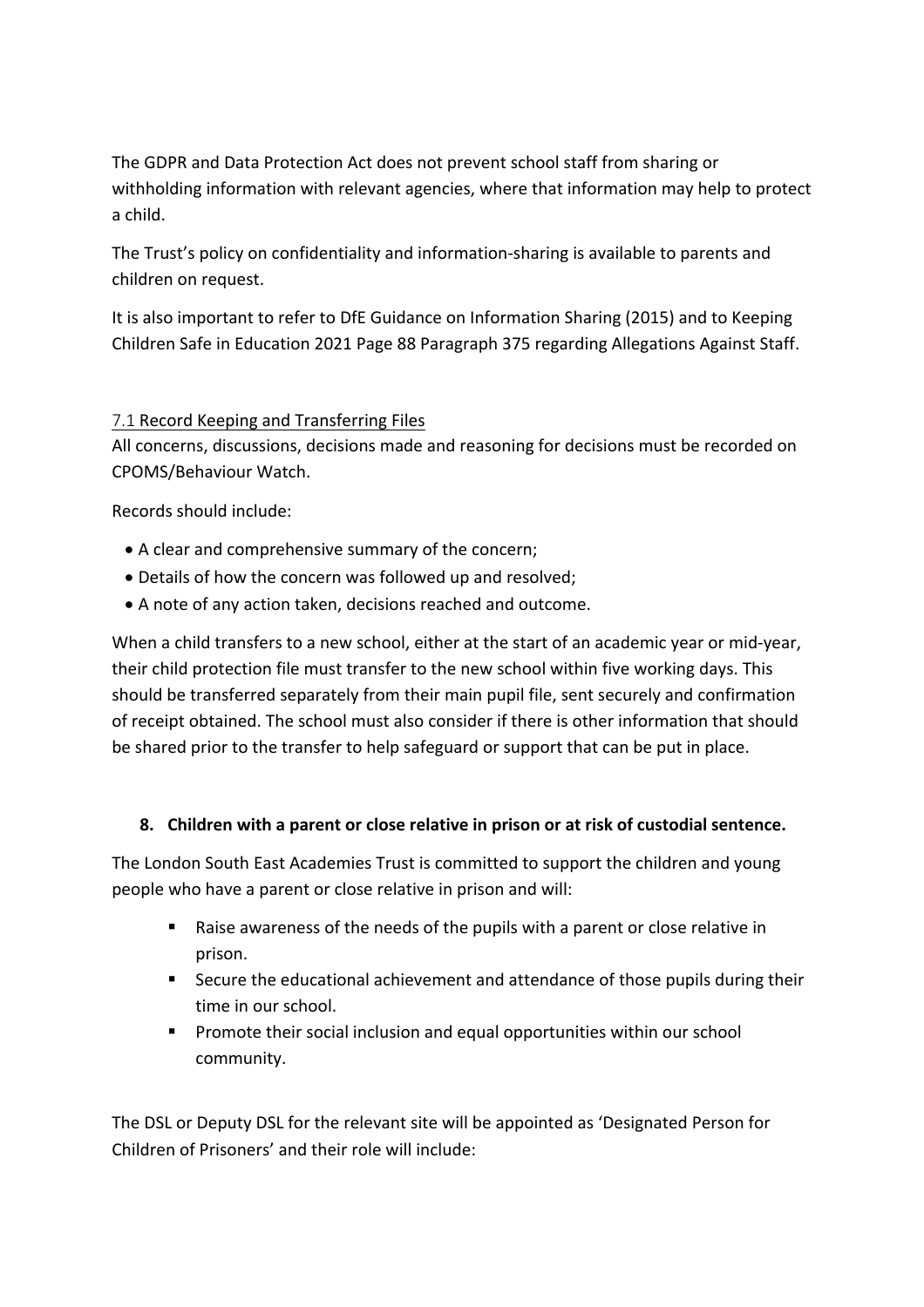The GDPR and Data Protection Act does not prevent school staff from sharing or withholding information with relevant agencies, where that information may help to protect a child.

The Trust's policy on confidentiality and information-sharing is available to parents and children on request.

It is also important to refer to DfE Guidance on Information Sharing (2015) and to Keeping Children Safe in Education 2021 Page 88 Paragraph 375 regarding Allegations Against Staff.

### 7.1 Record Keeping and Transferring Files

All concerns, discussions, decisions made and reasoning for decisions must be recorded on CPOMS/Behaviour Watch.

Records should include:

- A clear and comprehensive summary of the concern;
- Details of how the concern was followed up and resolved;
- A note of any action taken, decisions reached and outcome.

When a child transfers to a new school, either at the start of an academic year or mid-year, their child protection file must transfer to the new school within five working days. This should be transferred separately from their main pupil file, sent securely and confirmation of receipt obtained. The school must also consider if there is other information that should be shared prior to the transfer to help safeguard or support that can be put in place.

## 8. Children with a parent or close relative in prison or at risk of custodial sentence.

The London South East Academies Trust is committed to support the children and young people who have a parent or close relative in prison and will:

- Raise awareness of the needs of the pupils with a parent or close relative in prison.
- Secure the educational achievement and attendance of those pupils during their time in our school.
- Promote their social inclusion and equal opportunities within our school community.

The DSL or Deputy DSL for the relevant site will be appointed as 'Designated Person for Children of Prisoners' and their role will include: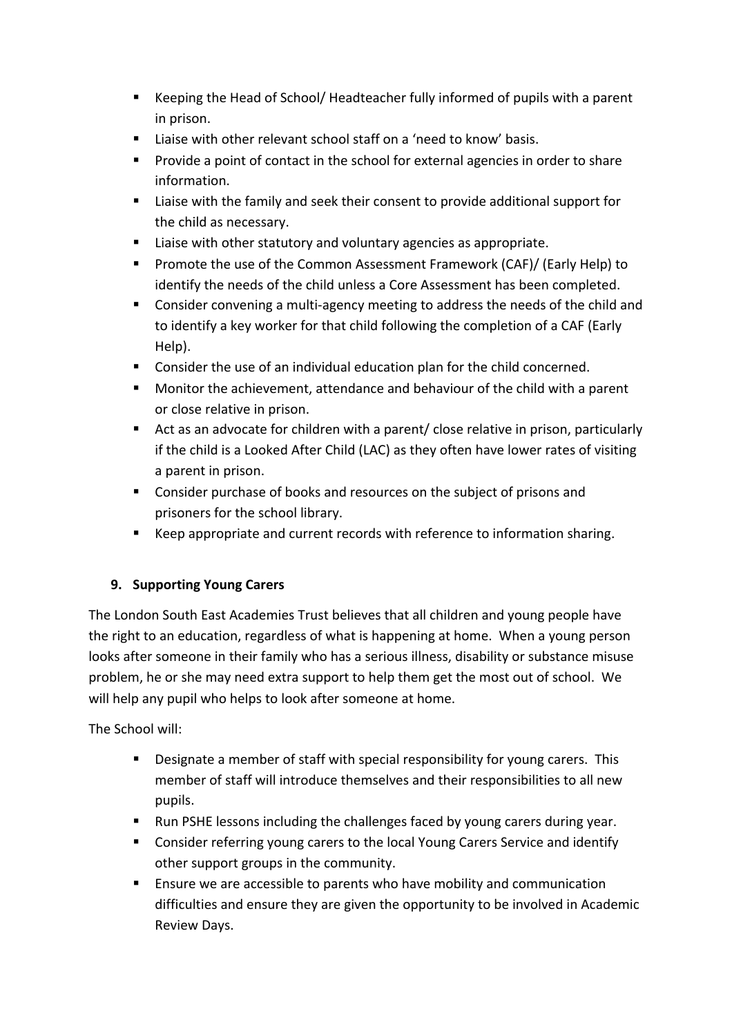- Keeping the Head of School/ Headteacher fully informed of pupils with a parent in prison.
- Liaise with other relevant school staff on a 'need to know' basis.
- Provide a point of contact in the school for external agencies in order to share information.
- Liaise with the family and seek their consent to provide additional support for the child as necessary.
- Liaise with other statutory and voluntary agencies as appropriate.
- Promote the use of the Common Assessment Framework (CAF)/ (Early Help) to identify the needs of the child unless a Core Assessment has been completed.
- Consider convening a multi-agency meeting to address the needs of the child and to identify a key worker for that child following the completion of a CAF (Early Help).
- Consider the use of an individual education plan for the child concerned.
- Monitor the achievement, attendance and behaviour of the child with a parent or close relative in prison.
- Act as an advocate for children with a parent/ close relative in prison, particularly if the child is a Looked After Child (LAC) as they often have lower rates of visiting a parent in prison.
- Consider purchase of books and resources on the subject of prisons and prisoners for the school library.
- Keep appropriate and current records with reference to information sharing.

## 9. Supporting Young Carers

The London South East Academies Trust believes that all children and young people have the right to an education, regardless of what is happening at home. When a young person looks after someone in their family who has a serious illness, disability or substance misuse problem, he or she may need extra support to help them get the most out of school. We will help any pupil who helps to look after someone at home.

The School will:

- Designate a member of staff with special responsibility for young carers. This member of staff will introduce themselves and their responsibilities to all new pupils.
- Run PSHE lessons including the challenges faced by young carers during year.
- Consider referring young carers to the local Young Carers Service and identify other support groups in the community.
- Ensure we are accessible to parents who have mobility and communication difficulties and ensure they are given the opportunity to be involved in Academic Review Days.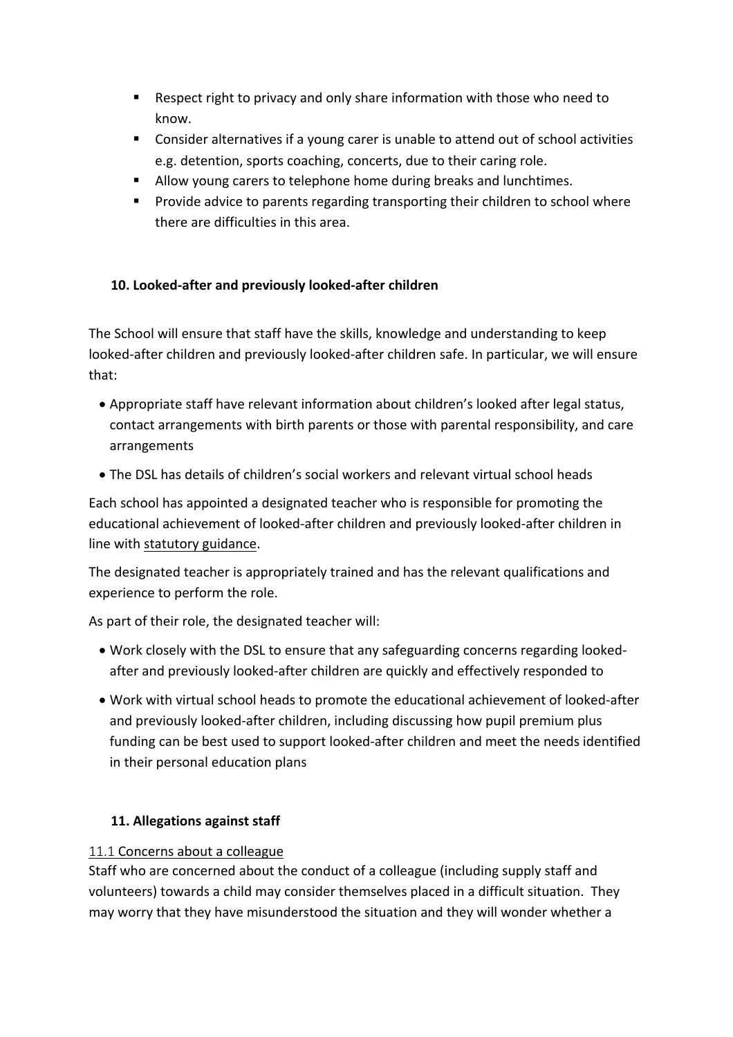- Respect right to privacy and only share information with those who need to know.
- Consider alternatives if a young carer is unable to attend out of school activities e.g. detention, sports coaching, concerts, due to their caring role.
- Allow young carers to telephone home during breaks and lunchtimes.
- Provide advice to parents regarding transporting their children to school where there are difficulties in this area.

## 10. Looked-after and previously looked-after children

The School will ensure that staff have the skills, knowledge and understanding to keep looked-after children and previously looked-after children safe. In particular, we will ensure that:

- Appropriate staff have relevant information about children's looked after legal status, contact arrangements with birth parents or those with parental responsibility, and care arrangements
- The DSL has details of children's social workers and relevant virtual school heads

Each school has appointed a designated teacher who is responsible for promoting the educational achievement of looked-after children and previously looked-after children in line with statutory guidance.

The designated teacher is appropriately trained and has the relevant qualifications and experience to perform the role.

As part of their role, the designated teacher will:

- Work closely with the DSL to ensure that any safeguarding concerns regarding looked-after and previously looked-after children are quickly and effectively responded to
- Work with virtual school heads to promote the educational achievement of looked-after and previously looked-after children, including discussing how pupil premium plus funding can be best used to support looked-after children and meet the needs identified in their personal education plans

## 11. Allegations against staff

### 11.1 Concerns about a colleague

Staff who are concerned about the conduct of a colleague (including supply staff and volunteers) towards a child may consider themselves placed in a difficult situation. They may worry that they have misunderstood the situation and they will wonder whether a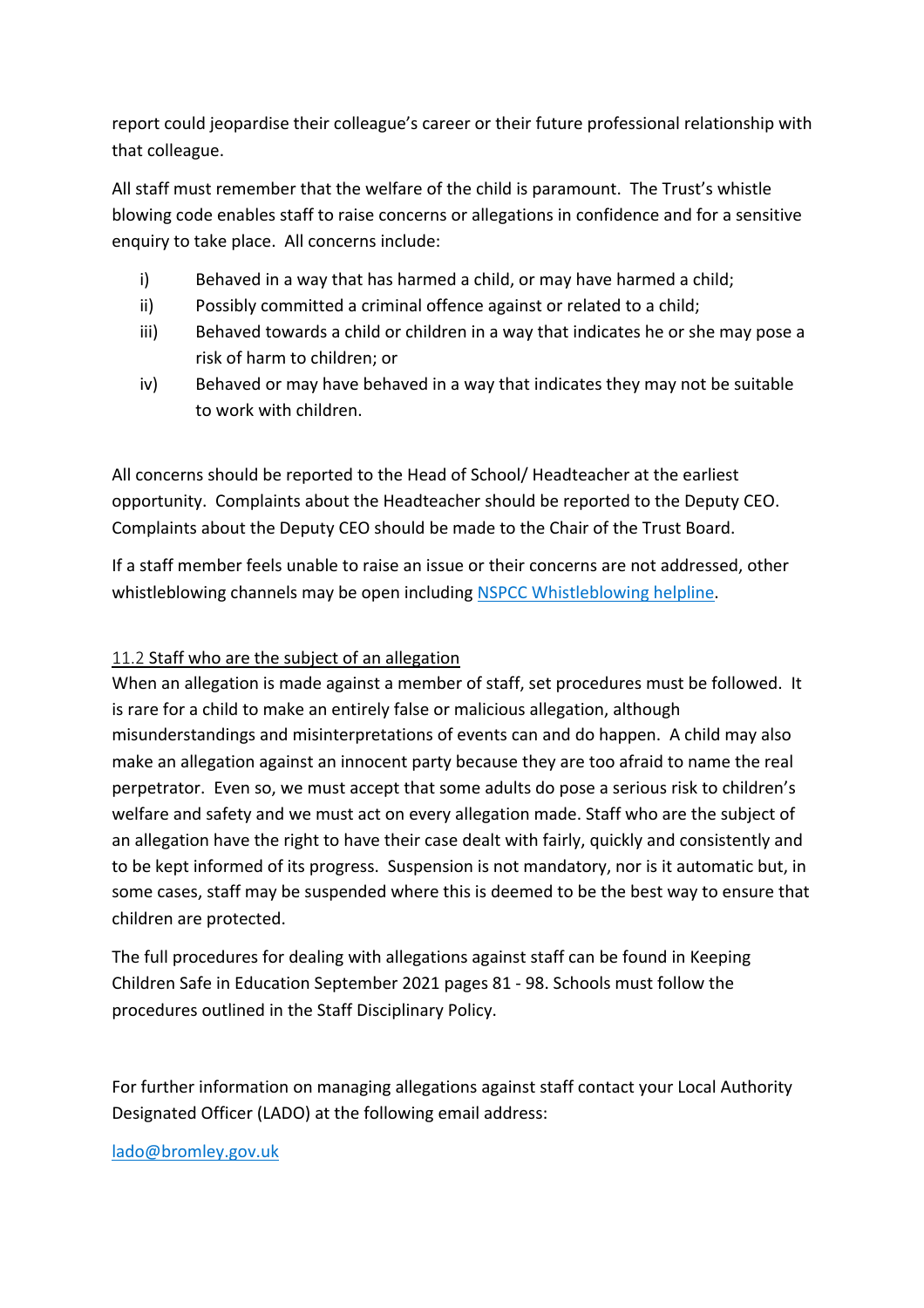report could jeopardise their colleague's career or their future professional relationship with that colleague.

All staff must remember that the welfare of the child is paramount. The Trust's whistle blowing code enables staff to raise concerns or allegations in confidence and for a sensitive enquiry to take place. All concerns include:

i) Behaved in a way that has harmed a child, or may have harmed a child;
ii) Possibly committed a criminal offence against or related to a child;
iii) Behaved towards a child or children in a way that indicates he or she may pose a risk of harm to children; or
iv) Behaved or may have behaved in a way that indicates they may not be suitable to work with children.

All concerns should be reported to the Head of School/ Headteacher at the earliest opportunity. Complaints about the Headteacher should be reported to the Deputy CEO. Complaints about the Deputy CEO should be made to the Chair of the Trust Board.

If a staff member feels unable to raise an issue or their concerns are not addressed, other whistleblowing channels may be open including [NSPCC Whistleblowing helpline](NSPCC Whistleblowing helpline).

### 11.2 Staff who are the subject of an allegation

When an allegation is made against a member of staff, set procedures must be followed. It is rare for a child to make an entirely false or malicious allegation, although misunderstandings and misinterpretations of events can and do happen. A child may also make an allegation against an innocent party because they are too afraid to name the real perpetrator. Even so, we must accept that some adults do pose a serious risk to children's welfare and safety and we must act on every allegation made. Staff who are the subject of an allegation have the right to have their case dealt with fairly, quickly and consistently and to be kept informed of its progress. Suspension is not mandatory, nor is it automatic but, in some cases, staff may be suspended where this is deemed to be the best way to ensure that children are protected.

The full procedures for dealing with allegations against staff can be found in Keeping Children Safe in Education September 2021 pages 81 - 98. Schools must follow the procedures outlined in the Staff Disciplinary Policy.

For further information on managing allegations against staff contact your Local Authority Designated Officer (LADO) at the following email address:

lado@bromley.gov.uk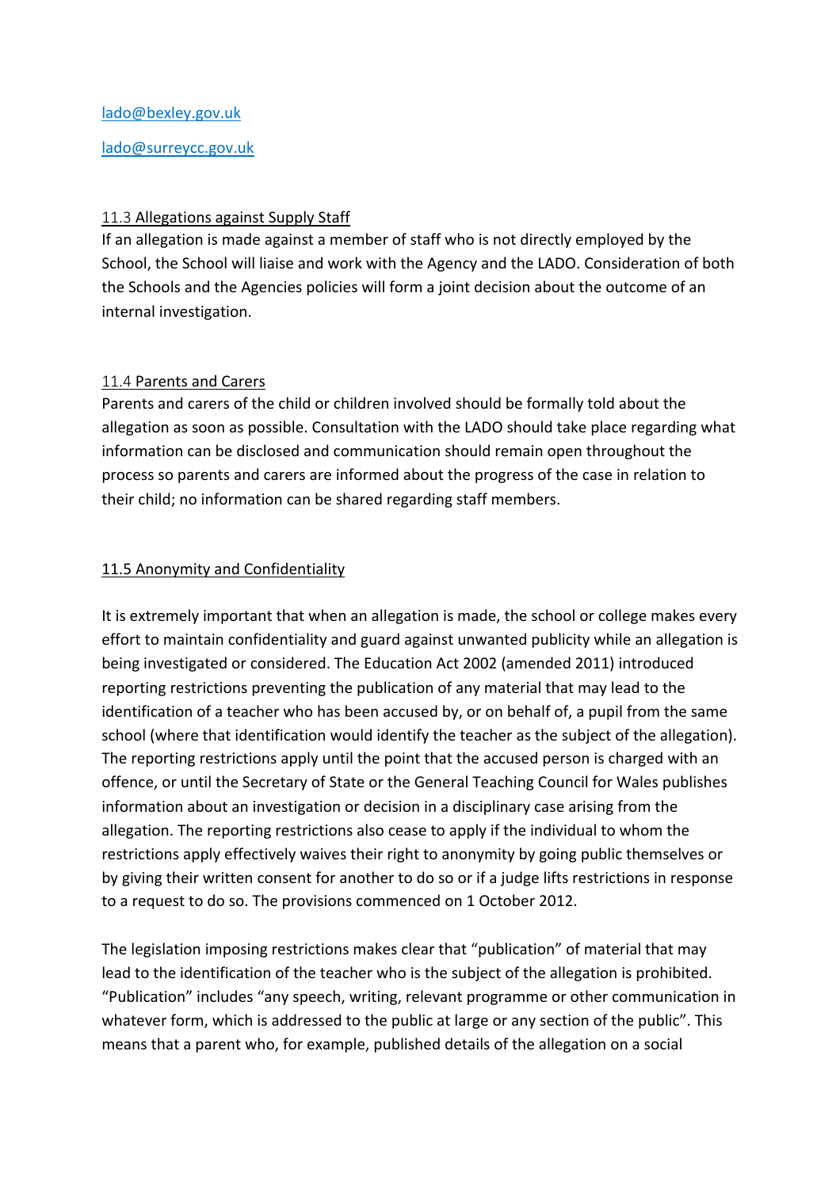lado@bexley.gov.uk

lado@surreycc.gov.uk

### 11.3 Allegations against Supply Staff

If an allegation is made against a member of staff who is not directly employed by the School, the School will liaise and work with the Agency and the LADO. Consideration of both the Schools and the Agencies policies will form a joint decision about the outcome of an internal investigation.

### 11.4 Parents and Carers

Parents and carers of the child or children involved should be formally told about the allegation as soon as possible. Consultation with the LADO should take place regarding what information can be disclosed and communication should remain open throughout the process so parents and carers are informed about the progress of the case in relation to their child; no information can be shared regarding staff members.

### 11.5 Anonymity and Confidentiality

It is extremely important that when an allegation is made, the school or college makes every effort to maintain confidentiality and guard against unwanted publicity while an allegation is being investigated or considered. The Education Act 2002 (amended 2011) introduced reporting restrictions preventing the publication of any material that may lead to the identification of a teacher who has been accused by, or on behalf of, a pupil from the same school (where that identification would identify the teacher as the subject of the allegation). The reporting restrictions apply until the point that the accused person is charged with an offence, or until the Secretary of State or the General Teaching Council for Wales publishes information about an investigation or decision in a disciplinary case arising from the allegation. The reporting restrictions also cease to apply if the individual to whom the restrictions apply effectively waives their right to anonymity by going public themselves or by giving their written consent for another to do so or if a judge lifts restrictions in response to a request to do so. The provisions commenced on 1 October 2012.

The legislation imposing restrictions makes clear that "publication" of material that may lead to the identification of the teacher who is the subject of the allegation is prohibited. "Publication" includes "any speech, writing, relevant programme or other communication in whatever form, which is addressed to the public at large or any section of the public". This means that a parent who, for example, published details of the allegation on a social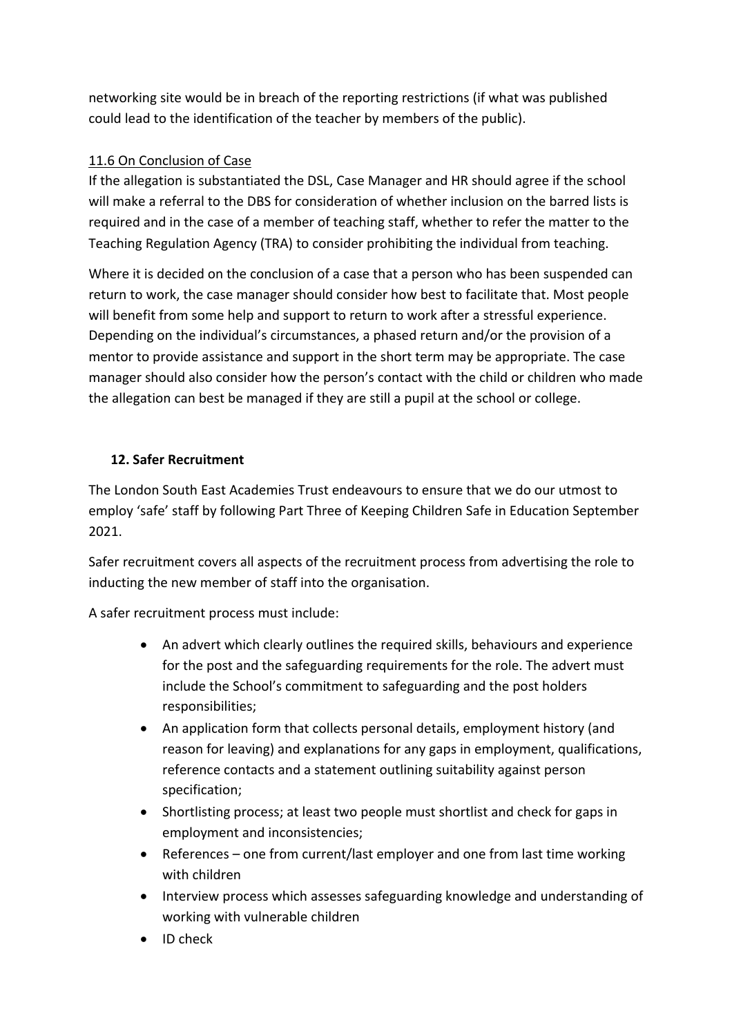networking site would be in breach of the reporting restrictions (if what was published could lead to the identification of the teacher by members of the public).

### 11.6 On Conclusion of Case

If the allegation is substantiated the DSL, Case Manager and HR should agree if the school will make a referral to the DBS for consideration of whether inclusion on the barred lists is required and in the case of a member of teaching staff, whether to refer the matter to the Teaching Regulation Agency (TRA) to consider prohibiting the individual from teaching.

Where it is decided on the conclusion of a case that a person who has been suspended can return to work, the case manager should consider how best to facilitate that. Most people will benefit from some help and support to return to work after a stressful experience. Depending on the individual's circumstances, a phased return and/or the provision of a mentor to provide assistance and support in the short term may be appropriate. The case manager should also consider how the person's contact with the child or children who made the allegation can best be managed if they are still a pupil at the school or college.

## 12. Safer Recruitment

The London South East Academies Trust endeavours to ensure that we do our utmost to employ 'safe' staff by following Part Three of Keeping Children Safe in Education September 2021.

Safer recruitment covers all aspects of the recruitment process from advertising the role to inducting the new member of staff into the organisation.

A safer recruitment process must include:

- An advert which clearly outlines the required skills, behaviours and experience for the post and the safeguarding requirements for the role. The advert must include the School's commitment to safeguarding and the post holders responsibilities;
- An application form that collects personal details, employment history (and reason for leaving) and explanations for any gaps in employment, qualifications, reference contacts and a statement outlining suitability against person specification;
- Shortlisting process; at least two people must shortlist and check for gaps in employment and inconsistencies;
- References – one from current/last employer and one from last time working with children
- Interview process which assesses safeguarding knowledge and understanding of working with vulnerable children
- ID check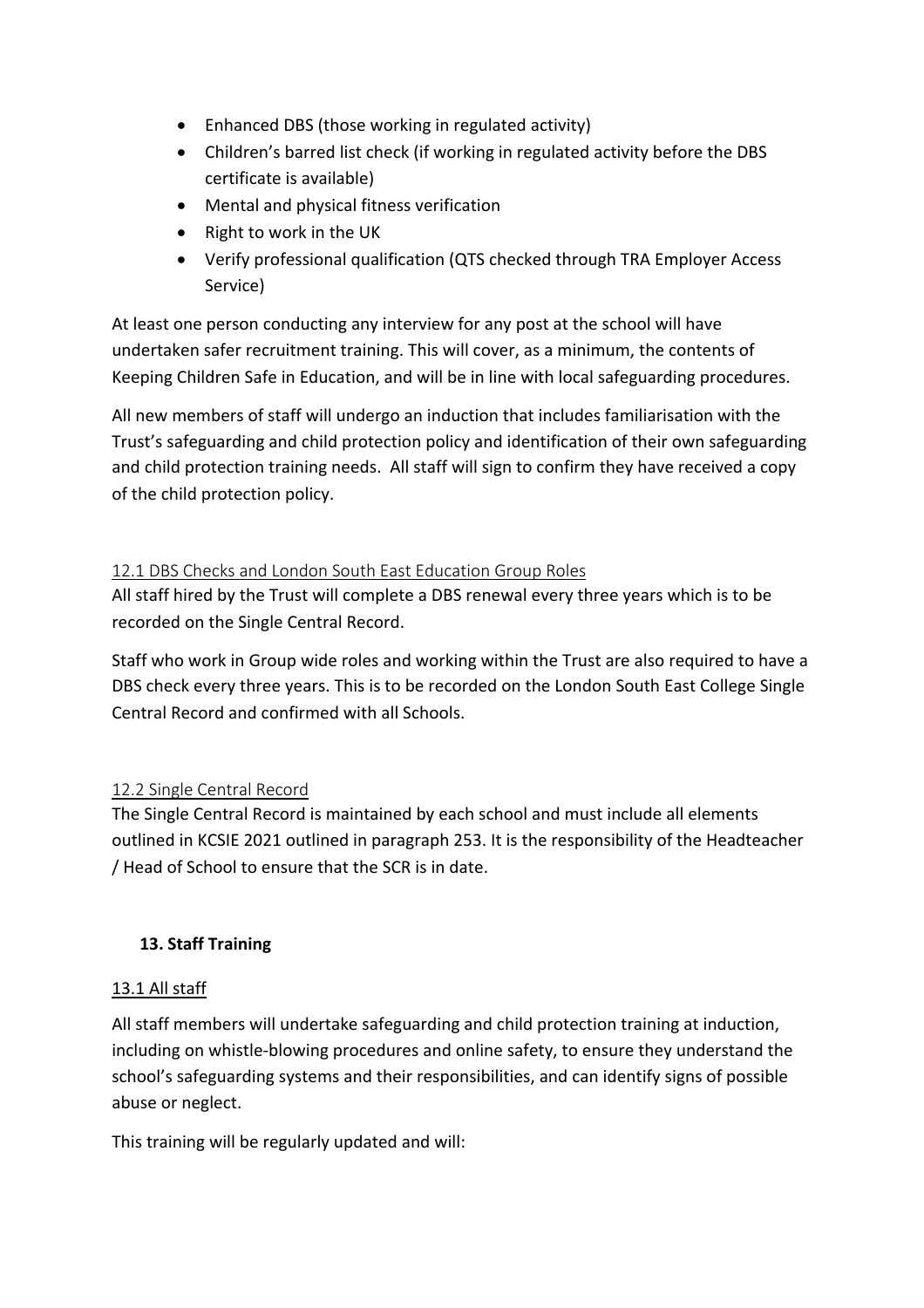- Enhanced DBS (those working in regulated activity)
- Children's barred list check (if working in regulated activity before the DBS certificate is available)
- Mental and physical fitness verification
- Right to work in the UK
- Verify professional qualification (QTS checked through TRA Employer Access Service)

At least one person conducting any interview for any post at the school will have undertaken safer recruitment training. This will cover, as a minimum, the contents of Keeping Children Safe in Education, and will be in line with local safeguarding procedures.

All new members of staff will undergo an induction that includes familiarisation with the Trust's safeguarding and child protection policy and identification of their own safeguarding and child protection training needs. All staff will sign to confirm they have received a copy of the child protection policy.

### 12.1 DBS Checks and London South East Education Group Roles

All staff hired by the Trust will complete a DBS renewal every three years which is to be recorded on the Single Central Record.

Staff who work in Group wide roles and working within the Trust are also required to have a DBS check every three years. This is to be recorded on the London South East College Single Central Record and confirmed with all Schools.

### 12.2 Single Central Record

The Single Central Record is maintained by each school and must include all elements outlined in KCSIE 2021 outlined in paragraph 253. It is the responsibility of the Headteacher / Head of School to ensure that the SCR is in date.

## 13. Staff Training

### 13.1 All staff

All staff members will undertake safeguarding and child protection training at induction, including on whistle-blowing procedures and online safety, to ensure they understand the school's safeguarding systems and their responsibilities, and can identify signs of possible abuse or neglect.

This training will be regularly updated and will: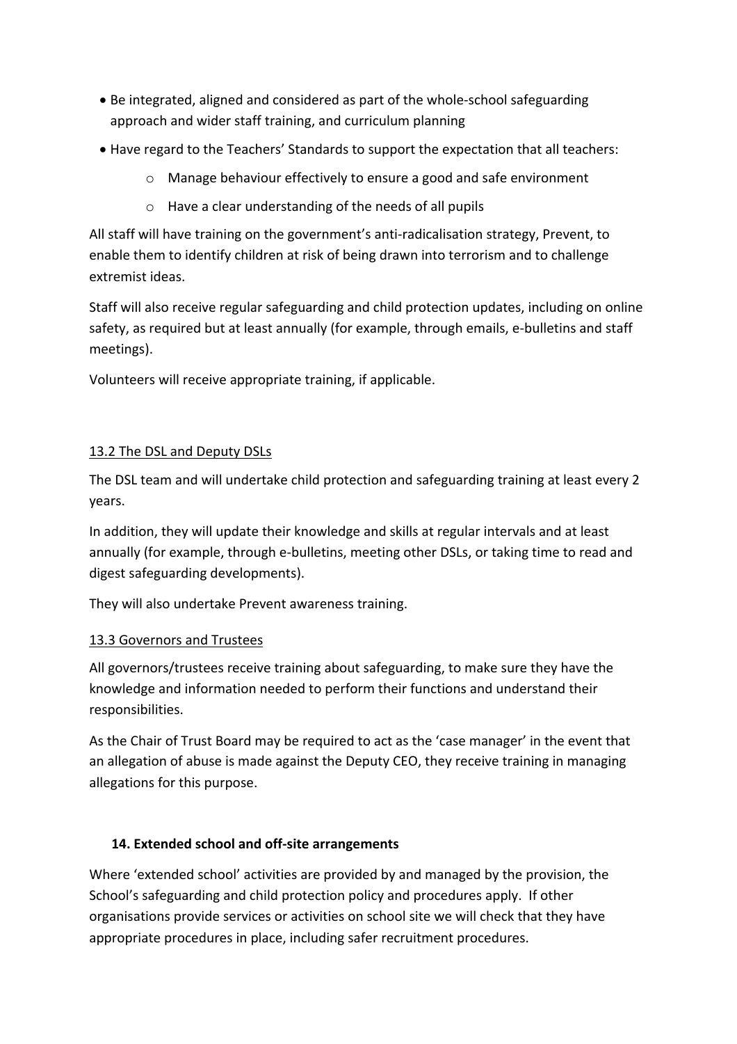- Be integrated, aligned and considered as part of the whole-school safeguarding approach and wider staff training, and curriculum planning
- Have regard to the Teachers' Standards to support the expectation that all teachers:
    - Manage behaviour effectively to ensure a good and safe environment
    - Have a clear understanding of the needs of all pupils

All staff will have training on the government's anti-radicalisation strategy, Prevent, to enable them to identify children at risk of being drawn into terrorism and to challenge extremist ideas.

Staff will also receive regular safeguarding and child protection updates, including on online safety, as required but at least annually (for example, through emails, e-bulletins and staff meetings).

Volunteers will receive appropriate training, if applicable.

<u>13.2 The DSL and Deputy DSLs</u>

The DSL team and will undertake child protection and safeguarding training at least every 2 years.

In addition, they will update their knowledge and skills at regular intervals and at least annually (for example, through e-bulletins, meeting other DSLs, or taking time to read and digest safeguarding developments).

They will also undertake Prevent awareness training.

<u>13.3 Governors and Trustees</u>

All governors/trustees receive training about safeguarding, to make sure they have the knowledge and information needed to perform their functions and understand their responsibilities.

As the Chair of Trust Board may be required to act as the 'case manager' in the event that an allegation of abuse is made against the Deputy CEO, they receive training in managing allegations for this purpose.

**14. Extended school and off-site arrangements**

Where 'extended school' activities are provided by and managed by the provision, the School's safeguarding and child protection policy and procedures apply. If other organisations provide services or activities on school site we will check that they have appropriate procedures in place, including safer recruitment procedures.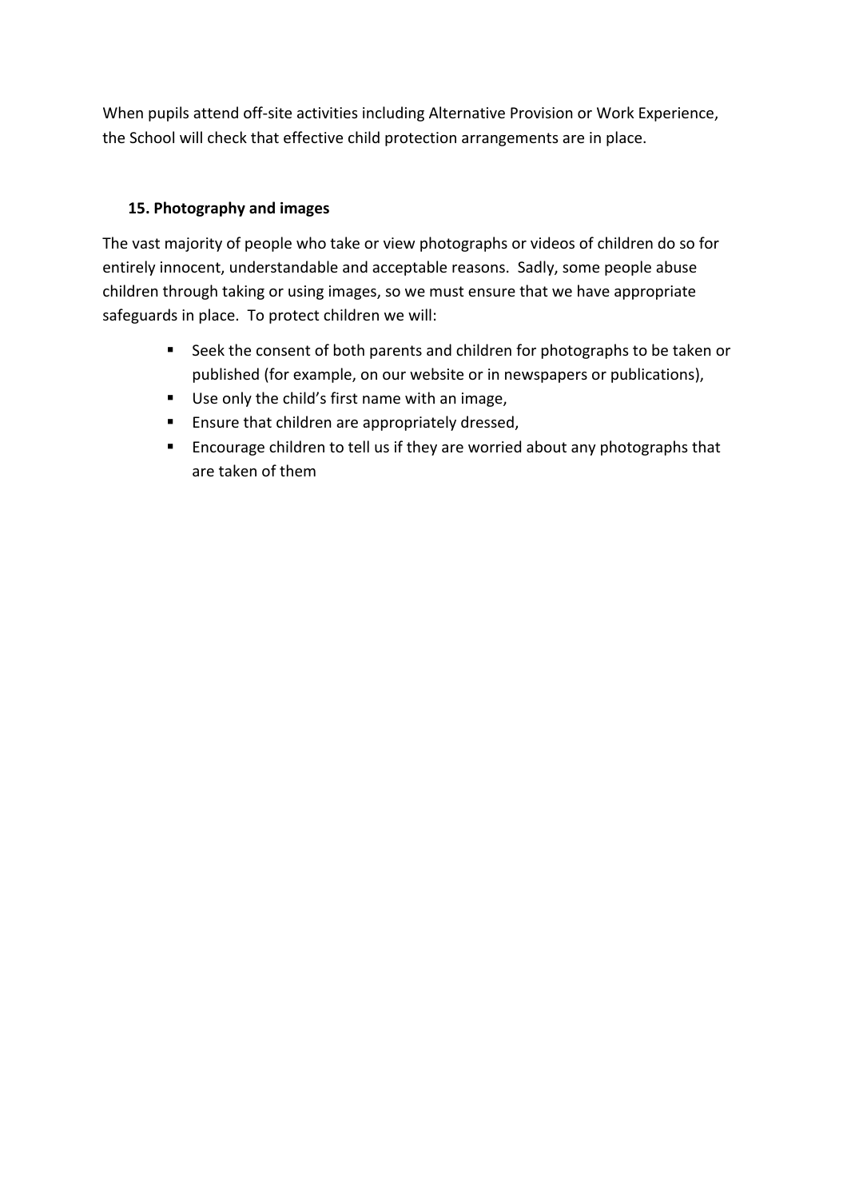When pupils attend off-site activities including Alternative Provision or Work Experience, the School will check that effective child protection arrangements are in place.

## 15. Photography and images

The vast majority of people who take or view photographs or videos of children do so for entirely innocent, understandable and acceptable reasons. Sadly, some people abuse children through taking or using images, so we must ensure that we have appropriate safeguards in place. To protect children we will:

- Seek the consent of both parents and children for photographs to be taken or published (for example, on our website or in newspapers or publications),
- Use only the child's first name with an image,
- Ensure that children are appropriately dressed,
- Encourage children to tell us if they are worried about any photographs that are taken of them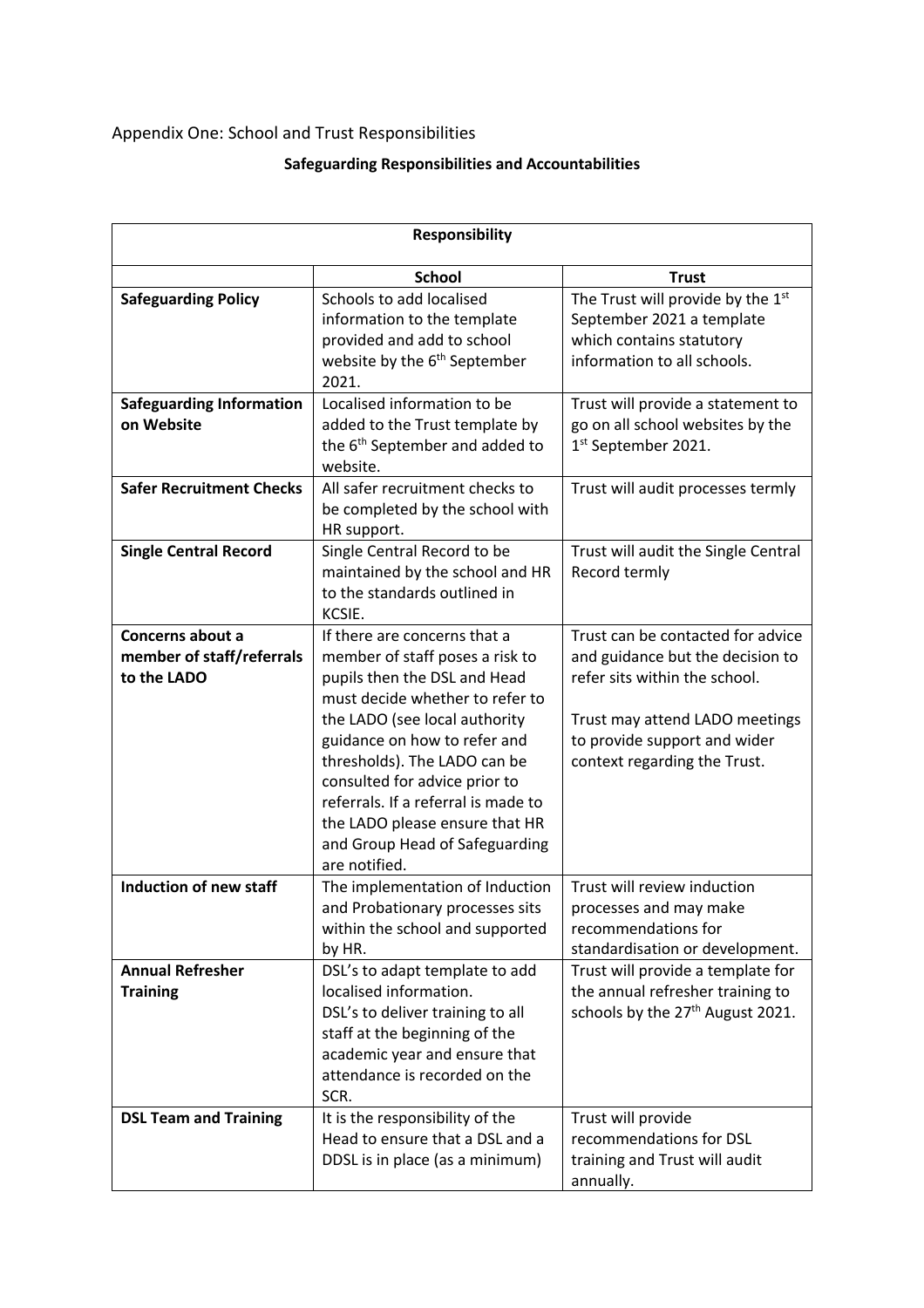Appendix One: School and Trust Responsibilities

**Safeguarding Responsibilities and Accountabilities**

| Responsibility | | |
|---|---|---|
| | **School** | **Trust** |
| **Safeguarding Policy** | Schools to add localised information to the template provided and add to school website by the 6th September 2021. | The Trust will provide by the 1st September 2021 a template which contains statutory information to all schools. |
| **Safeguarding Information on Website** | Localised information to be added to the Trust template by the 6th September and added to website. | Trust will provide a statement to go on all school websites by the 1st September 2021. |
| **Safer Recruitment Checks** | All safer recruitment checks to be completed by the school with HR support. | Trust will audit processes termly |
| **Single Central Record** | Single Central Record to be maintained by the school and HR to the standards outlined in KCSIE. | Trust will audit the Single Central Record termly |
| **Concerns about a member of staff/referrals to the LADO** | If there are concerns that a member of staff poses a risk to pupils then the DSL and Head must decide whether to refer to the LADO (see local authority guidance on how to refer and thresholds). The LADO can be consulted for advice prior to referrals. If a referral is made to the LADO please ensure that HR and Group Head of Safeguarding are notified. | Trust can be contacted for advice and guidance but the decision to refer sits within the school.<br><br>Trust may attend LADO meetings to provide support and wider context regarding the Trust. |
| **Induction of new staff** | The implementation of Induction and Probationary processes sits within the school and supported by HR. | Trust will review induction processes and may make recommendations for standardisation or development. |
| **Annual Refresher Training** | DSL's to adapt template to add localised information.<br>DSL's to deliver training to all staff at the beginning of the academic year and ensure that attendance is recorded on the SCR. | Trust will provide a template for the annual refresher training to schools by the 27th August 2021. |
| **DSL Team and Training** | It is the responsibility of the Head to ensure that a DSL and a DDSL is in place (as a minimum) | Trust will provide recommendations for DSL training and Trust will audit annually. |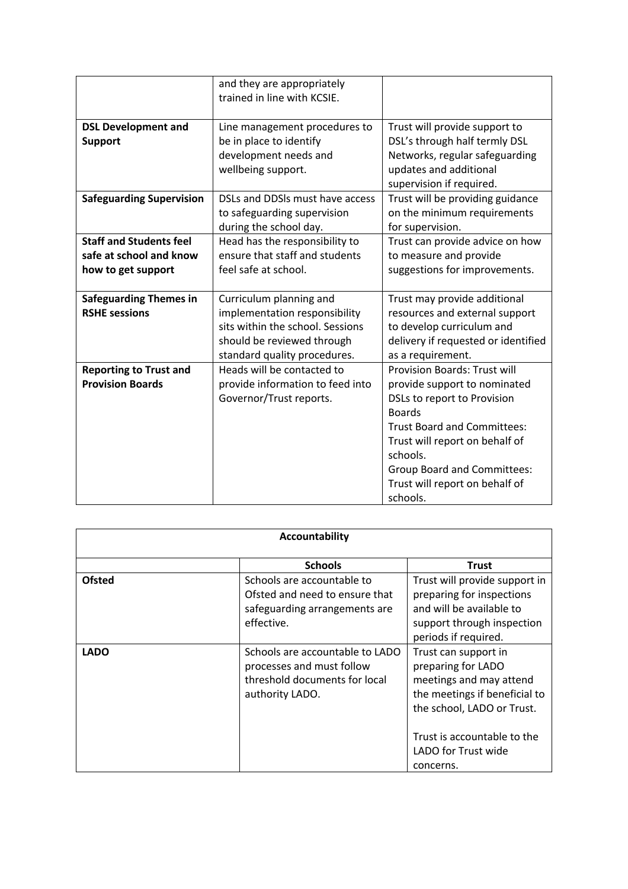| | | |
|---|---|---|
| | and they are appropriately trained in line with KCSIE. | |
| **DSL Development and Support** | Line management procedures to be in place to identify development needs and wellbeing support. | Trust will provide support to DSL's through half termly DSL Networks, regular safeguarding updates and additional supervision if required. |
| **Safeguarding Supervision** | DSLs and DDSls must have access to safeguarding supervision during the school day. | Trust will be providing guidance on the minimum requirements for supervision. |
| **Staff and Students feel safe at school and know how to get support** | Head has the responsibility to ensure that staff and students feel safe at school. | Trust can provide advice on how to measure and provide suggestions for improvements. |
| **Safeguarding Themes in RSHE sessions** | Curriculum planning and implementation responsibility sits within the school. Sessions should be reviewed through standard quality procedures. | Trust may provide additional resources and external support to develop curriculum and delivery if requested or identified as a requirement. |
| **Reporting to Trust and Provision Boards** | Heads will be contacted to provide information to feed into Governor/Trust reports. | Provision Boards: Trust will provide support to nominated DSLs to report to Provision Boards<br>Trust Board and Committees: Trust will report on behalf of schools.<br>Group Board and Committees: Trust will report on behalf of schools. |

| **Accountability** | | |
|---|---|---|
| | **Schools** | **Trust** |
| **Ofsted** | Schools are accountable to Ofsted and need to ensure that safeguarding arrangements are effective. | Trust will provide support in preparing for inspections and will be available to support through inspection periods if required. |
| **LADO** | Schools are accountable to LADO processes and must follow threshold documents for local authority LADO. | Trust can support in preparing for LADO meetings and may attend the meetings if beneficial to the school, LADO or Trust.<br><br>Trust is accountable to the LADO for Trust wide concerns. |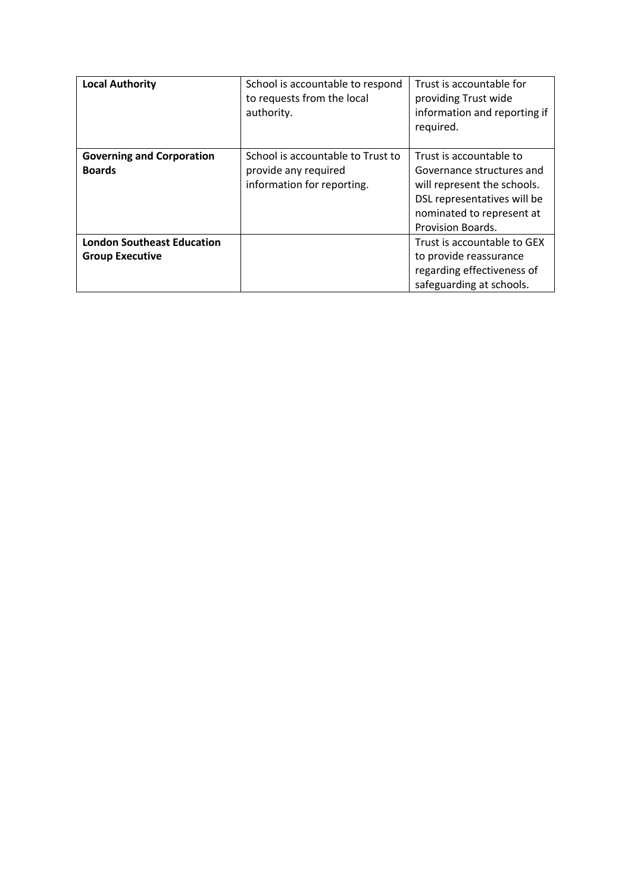| | | |
|---|---|---|
| **Local Authority** | School is accountable to respond to requests from the local authority. | Trust is accountable for providing Trust wide information and reporting if required. |
| **Governing and Corporation Boards** | School is accountable to Trust to provide any required information for reporting. | Trust is accountable to Governance structures and will represent the schools. DSL representatives will be nominated to represent at Provision Boards. |
| **London Southeast Education Group Executive** | | Trust is accountable to GEX to provide reassurance regarding effectiveness of safeguarding at schools. |